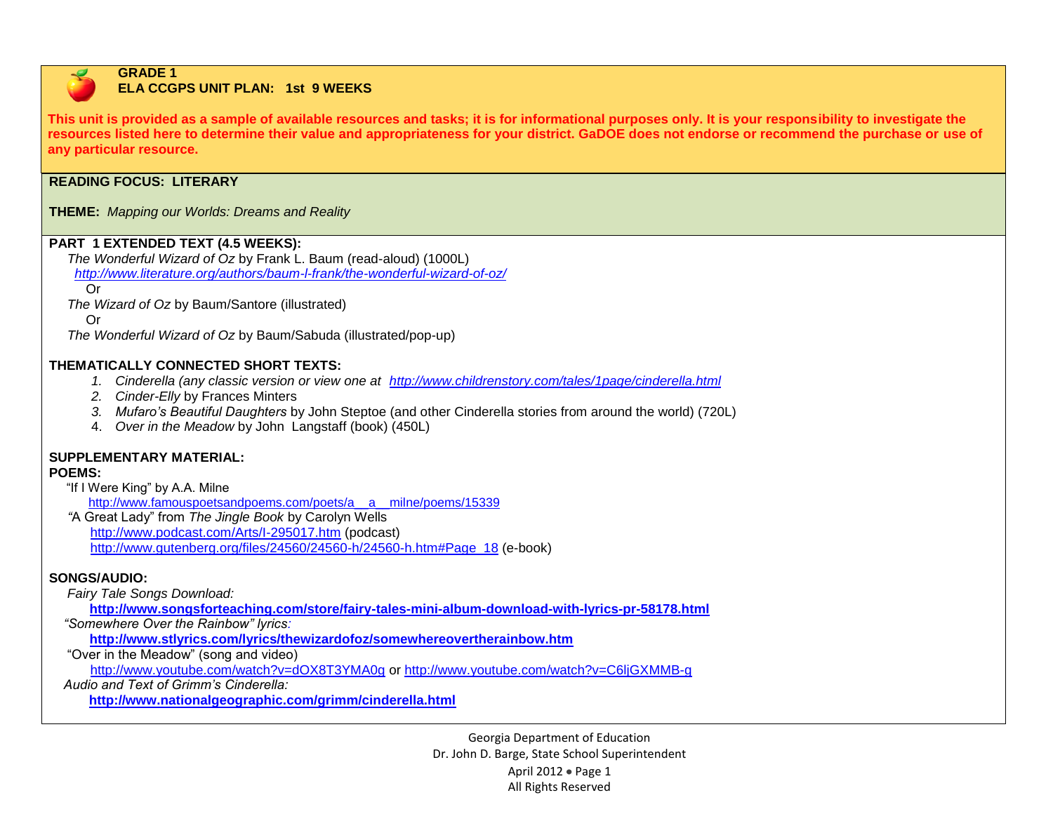**GRADE 1**
**ELA CCGPS UNIT PLAN: 1st 9 WEEKS**

**This unit is provided as a sample of available resources and tasks; it is for informational purposes only. It is your responsibility to investigate the resources listed here to determine their value and appropriateness for your district. GaDOE does not endorse or recommend the purchase or use of any particular resource.**

**READING FOCUS: LITERARY**

**THEME:** *Mapping our Worlds: Dreams and Reality*

**PART 1 EXTENDED TEXT (4.5 WEEKS):**

*The Wonderful Wizard of Oz* by Frank L. Baum (read-aloud) (1000L)
*http://www.literature.org/authors/baum-l-frank/the-wonderful-wizard-of-oz/*
Or
*The Wizard of Oz* by Baum/Santore (illustrated)
Or
*The Wonderful Wizard of Oz* by Baum/Sabuda (illustrated/pop-up)

**THEMATICALLY CONNECTED SHORT TEXTS:**

1. *Cinderella (any classic version or view one at http://www.childrenstory.com/tales/1page/cinderella.html*
2. *Cinder-Elly* by Frances Minters
3. *Mufaro's Beautiful Daughters* by John Steptoe (and other Cinderella stories from around the world) (720L)
4. *Over in the Meadow* by John Langstaff (book) (450L)

**SUPPLEMENTARY MATERIAL:**

**POEMS:**

"If I Were King" by A.A. Milne
http://www.famouspoetsandpoems.com/poets/a__a__milne/poems/15339

"A Great Lady" from *The Jingle Book* by Carolyn Wells
http://www.podcast.com/Arts/I-295017.htm (podcast)
http://www.gutenberg.org/files/24560/24560-h/24560-h.htm#Page_18 (e-book)

**SONGS/AUDIO:**

*Fairy Tale Songs Download:*
**http://www.songsforteaching.com/store/fairy-tales-mini-album-download-with-lyrics-pr-58178.html**

*"Somewhere Over the Rainbow" lyrics:*
**http://www.stlyrics.com/lyrics/thewizardofoz/somewhereovertherainbow.htm**

"Over in the Meadow" (song and video)
http://www.youtube.com/watch?v=dOX8T3YMA0g or http://www.youtube.com/watch?v=C6ljGXMMB-g

*Audio and Text of Grimm's Cinderella:*
**http://www.nationalgeographic.com/grimm/cinderella.html**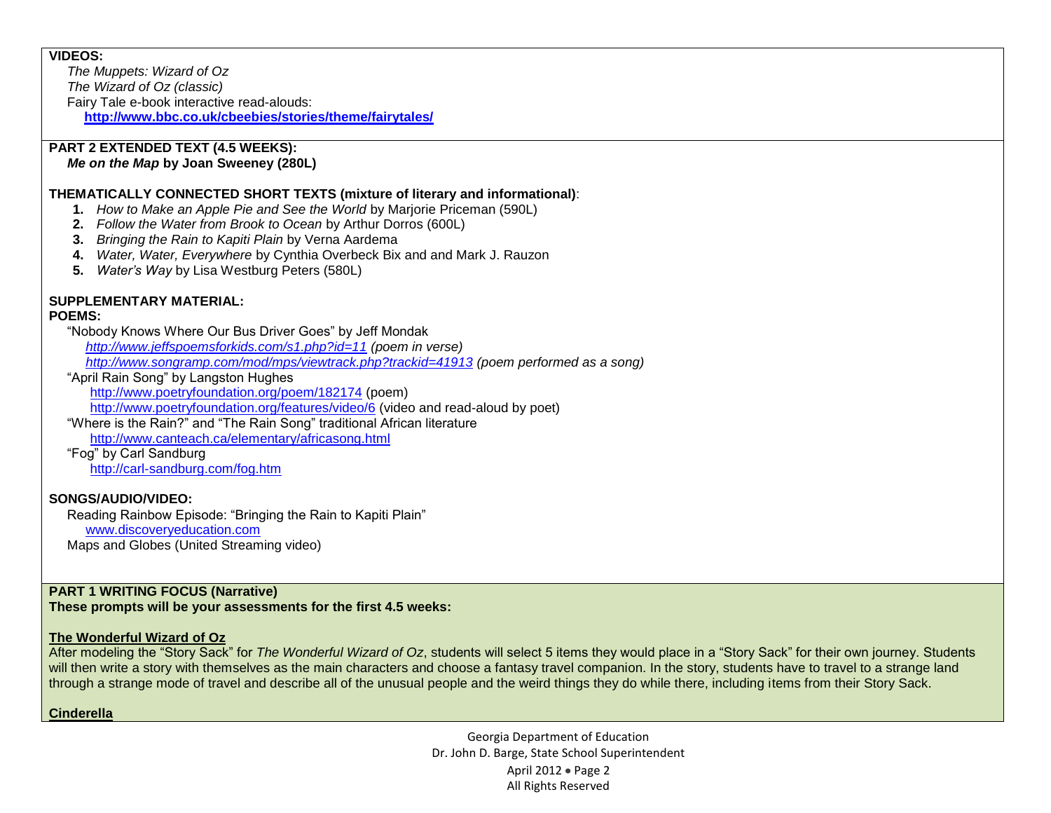**VIDEOS:**

*The Muppets: Wizard of Oz*
*The Wizard of Oz (classic)*
Fairy Tale e-book interactive read-alouds:
**http://www.bbc.co.uk/cbeebies/stories/theme/fairytales/**

**PART 2 EXTENDED TEXT (4.5 WEEKS):**
***Me on the Map* by Joan Sweeney (280L)**

**THEMATICALLY CONNECTED SHORT TEXTS (mixture of literary and informational)**:

1. *How to Make an Apple Pie and See the World* by Marjorie Priceman (590L)
2. *Follow the Water from Brook to Ocean* by Arthur Dorros (600L)
3. *Bringing the Rain to Kapiti Plain* by Verna Aardema
4. *Water, Water, Everywhere* by Cynthia Overbeck Bix and and Mark J. Rauzon
5. *Water's Way* by Lisa Westburg Peters (580L)

**SUPPLEMENTARY MATERIAL:**
**POEMS:**

"Nobody Knows Where Our Bus Driver Goes" by Jeff Mondak
*http://www.jeffspoemsforkids.com/s1.php?id=11 (poem in verse)*
*http://www.songramp.com/mod/mps/viewtrack.php?trackid=41913 (poem performed as a song)*
"April Rain Song" by Langston Hughes
http://www.poetryfoundation.org/poem/182174 (poem)
http://www.poetryfoundation.org/features/video/6 (video and read-aloud by poet)
"Where is the Rain?" and "The Rain Song" traditional African literature
http://www.canteach.ca/elementary/africasong.html
"Fog" by Carl Sandburg
http://carl-sandburg.com/fog.htm

**SONGS/AUDIO/VIDEO:**

Reading Rainbow Episode: "Bringing the Rain to Kapiti Plain"
www.discoveryeducation.com
Maps and Globes (United Streaming video)

**PART 1 WRITING FOCUS (Narrative)**
**These prompts will be your assessments for the first 4.5 weeks:**

**The Wonderful Wizard of Oz**
After modeling the "Story Sack" for *The Wonderful Wizard of Oz*, students will select 5 items they would place in a "Story Sack" for their own journey. Students will then write a story with themselves as the main characters and choose a fantasy travel companion. In the story, students have to travel to a strange land through a strange mode of travel and describe all of the unusual people and the weird things they do while there, including items from their Story Sack.

**Cinderella**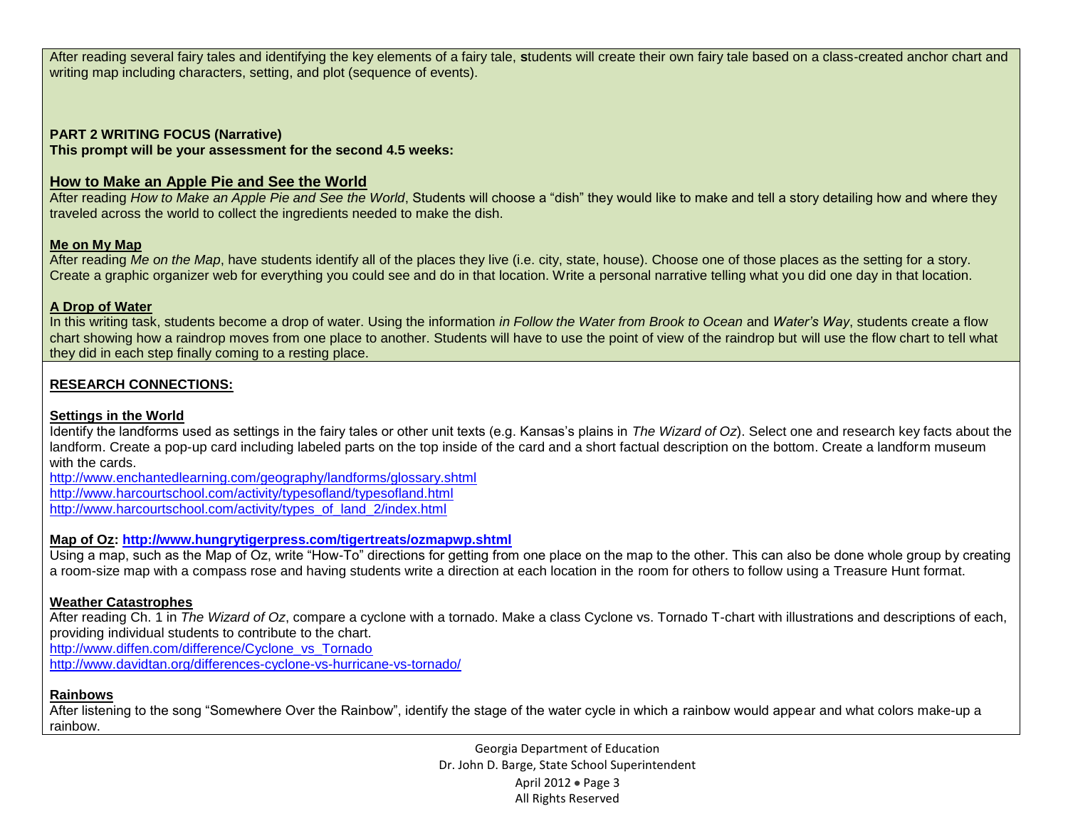After reading several fairy tales and identifying the key elements of a fairy tale, **s**tudents will create their own fairy tale based on a class-created anchor chart and writing map including characters, setting, and plot (sequence of events).

**PART 2 WRITING FOCUS (Narrative)**
**This prompt will be your assessment for the second 4.5 weeks:**

### How to Make an Apple Pie and See the World

After reading *How to Make an Apple Pie and See the World*, Students will choose a "dish" they would like to make and tell a story detailing how and where they traveled across the world to collect the ingredients needed to make the dish.

**Me on My Map**

After reading *Me on the Map*, have students identify all of the places they live (i.e. city, state, house). Choose one of those places as the setting for a story. Create a graphic organizer web for everything you could see and do in that location. Write a personal narrative telling what you did one day in that location.

**A Drop of Water**

In this writing task, students become a drop of water. Using the information *in Follow the Water from Brook to Ocean* and *Water's Way*, students create a flow chart showing how a raindrop moves from one place to another. Students will have to use the point of view of the raindrop but will use the flow chart to tell what they did in each step finally coming to a resting place.

**RESEARCH CONNECTIONS:**

**Settings in the World**

Identify the landforms used as settings in the fairy tales or other unit texts (e.g. Kansas's plains in *The Wizard of Oz*). Select one and research key facts about the landform. Create a pop-up card including labeled parts on the top inside of the card and a short factual description on the bottom. Create a landform museum with the cards.

http://www.enchantedlearning.com/geography/landforms/glossary.shtml
http://www.harcourtschool.com/activity/typesofland/typesofland.html
http://www.harcourtschool.com/activity/types_of_land_2/index.html

**Map of Oz: http://www.hungrytigerpress.com/tigertreats/ozmapwp.shtml**

Using a map, such as the Map of Oz, write "How-To" directions for getting from one place on the map to the other. This can also be done whole group by creating a room-size map with a compass rose and having students write a direction at each location in the room for others to follow using a Treasure Hunt format.

**Weather Catastrophes**

After reading Ch. 1 in *The Wizard of Oz*, compare a cyclone with a tornado. Make a class Cyclone vs. Tornado T-chart with illustrations and descriptions of each, providing individual students to contribute to the chart.

http://www.diffen.com/difference/Cyclone_vs_Tornado
http://www.davidtan.org/differences-cyclone-vs-hurricane-vs-tornado/

**Rainbows**

After listening to the song "Somewhere Over the Rainbow", identify the stage of the water cycle in which a rainbow would appear and what colors make-up a rainbow.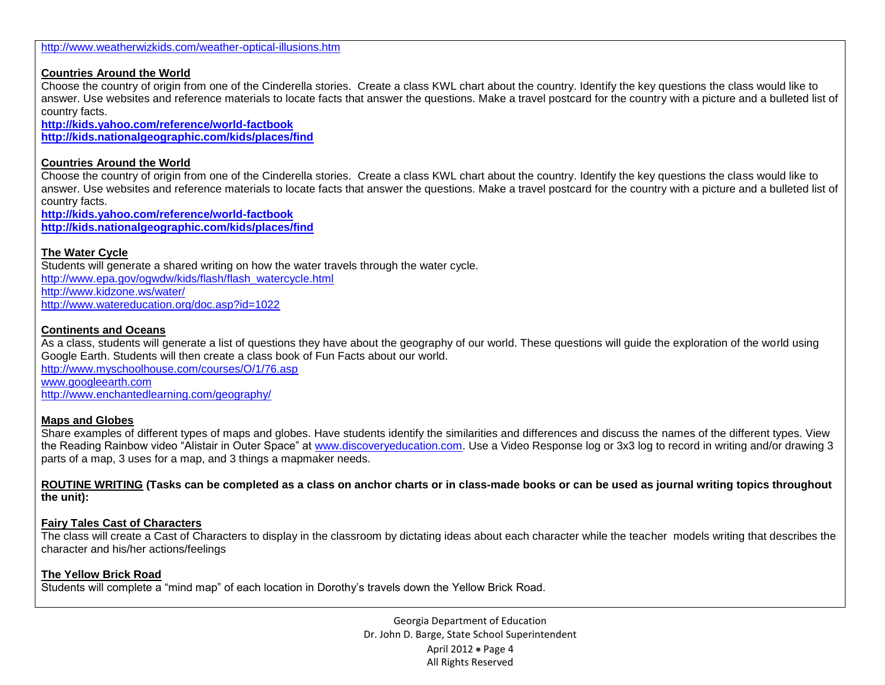http://www.weatherwizkids.com/weather-optical-illusions.htm

**Countries Around the World**

Choose the country of origin from one of the Cinderella stories. Create a class KWL chart about the country. Identify the key questions the class would like to answer. Use websites and reference materials to locate facts that answer the questions. Make a travel postcard for the country with a picture and a bulleted list of country facts.

**http://kids.yahoo.com/reference/world-factbook**
**http://kids.nationalgeographic.com/kids/places/find**

**Countries Around the World**

Choose the country of origin from one of the Cinderella stories. Create a class KWL chart about the country. Identify the key questions the class would like to answer. Use websites and reference materials to locate facts that answer the questions. Make a travel postcard for the country with a picture and a bulleted list of country facts.

**http://kids.yahoo.com/reference/world-factbook**
**http://kids.nationalgeographic.com/kids/places/find**

**The Water Cycle**

Students will generate a shared writing on how the water travels through the water cycle.

http://www.epa.gov/ogwdw/kids/flash/flash_watercycle.html
http://www.kidzone.ws/water/
http://www.watereducation.org/doc.asp?id=1022

**Continents and Oceans**

As a class, students will generate a list of questions they have about the geography of our world. These questions will guide the exploration of the world using Google Earth. Students will then create a class book of Fun Facts about our world.

http://www.myschoolhouse.com/courses/O/1/76.asp
www.googleearth.com
http://www.enchantedlearning.com/geography/

**Maps and Globes**

Share examples of different types of maps and globes. Have students identify the similarities and differences and discuss the names of the different types. View the Reading Rainbow video "Alistair in Outer Space" at www.discoveryeducation.com. Use a Video Response log or 3x3 log to record in writing and/or drawing 3 parts of a map, 3 uses for a map, and 3 things a mapmaker needs.

**ROUTINE WRITING (Tasks can be completed as a class on anchor charts or in class-made books or can be used as journal writing topics throughout the unit):**

**Fairy Tales Cast of Characters**

The class will create a Cast of Characters to display in the classroom by dictating ideas about each character while the teacher models writing that describes the character and his/her actions/feelings

**The Yellow Brick Road**

Students will complete a "mind map" of each location in Dorothy's travels down the Yellow Brick Road.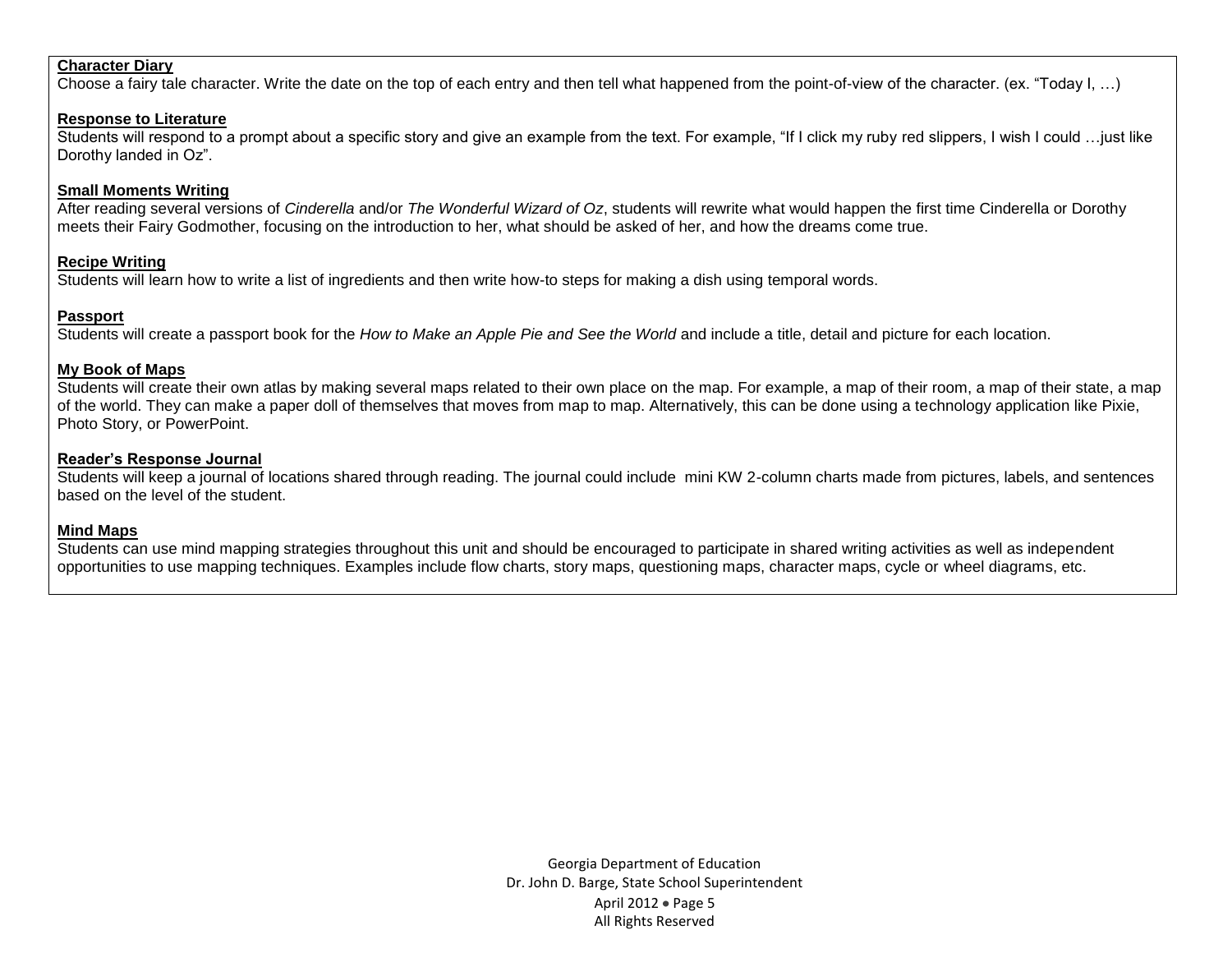**Character Diary**
Choose a fairy tale character. Write the date on the top of each entry and then tell what happened from the point-of-view of the character. (ex. "Today I, …)

**Response to Literature**
Students will respond to a prompt about a specific story and give an example from the text. For example, "If I click my ruby red slippers, I wish I could …just like Dorothy landed in Oz".

**Small Moments Writing**
After reading several versions of *Cinderella* and/or *The Wonderful Wizard of Oz*, students will rewrite what would happen the first time Cinderella or Dorothy meets their Fairy Godmother, focusing on the introduction to her, what should be asked of her, and how the dreams come true.

**Recipe Writing**
Students will learn how to write a list of ingredients and then write how-to steps for making a dish using temporal words.

**Passport**
Students will create a passport book for the *How to Make an Apple Pie and See the World* and include a title, detail and picture for each location.

**My Book of Maps**
Students will create their own atlas by making several maps related to their own place on the map. For example, a map of their room, a map of their state, a map of the world. They can make a paper doll of themselves that moves from map to map. Alternatively, this can be done using a technology application like Pixie, Photo Story, or PowerPoint.

**Reader's Response Journal**
Students will keep a journal of locations shared through reading. The journal could include mini KW 2-column charts made from pictures, labels, and sentences based on the level of the student.

**Mind Maps**
Students can use mind mapping strategies throughout this unit and should be encouraged to participate in shared writing activities as well as independent opportunities to use mapping techniques. Examples include flow charts, story maps, questioning maps, character maps, cycle or wheel diagrams, etc.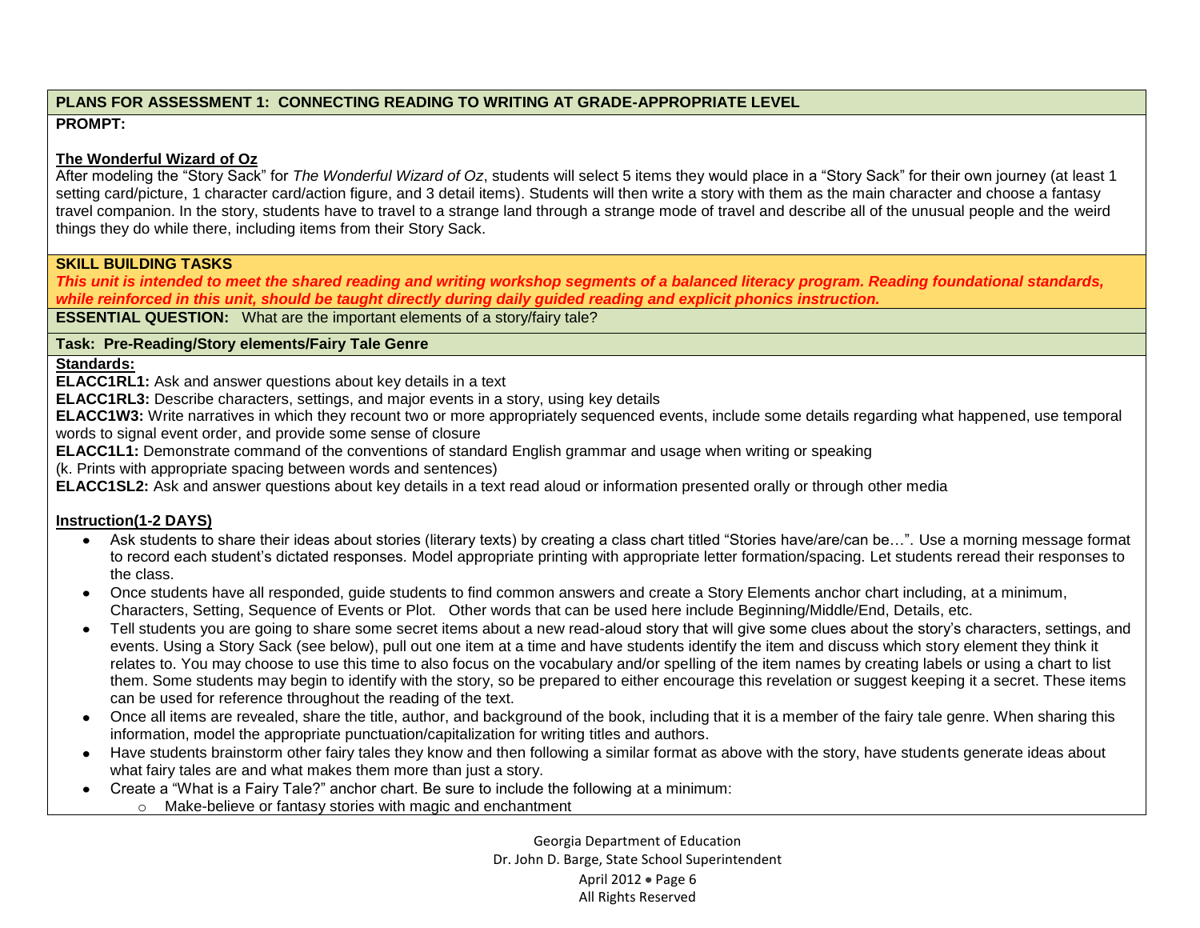## PLANS FOR ASSESSMENT 1: CONNECTING READING TO WRITING AT GRADE-APPROPRIATE LEVEL

**PROMPT:**

**The Wonderful Wizard of Oz**

After modeling the "Story Sack" for *The Wonderful Wizard of Oz*, students will select 5 items they would place in a "Story Sack" for their own journey (at least 1 setting card/picture, 1 character card/action figure, and 3 detail items). Students will then write a story with them as the main character and choose a fantasy travel companion. In the story, students have to travel to a strange land through a strange mode of travel and describe all of the unusual people and the weird things they do while there, including items from their Story Sack.

## SKILL BUILDING TASKS

***This unit is intended to meet the shared reading and writing workshop segments of a balanced literacy program. Reading foundational standards, while reinforced in this unit, should be taught directly during daily guided reading and explicit phonics instruction.***

**ESSENTIAL QUESTION:** What are the important elements of a story/fairy tale?

### Task: Pre-Reading/Story elements/Fairy Tale Genre

**Standards:**

**ELACC1RL1:** Ask and answer questions about key details in a text

**ELACC1RL3:** Describe characters, settings, and major events in a story, using key details

**ELACC1W3:** Write narratives in which they recount two or more appropriately sequenced events, include some details regarding what happened, use temporal words to signal event order, and provide some sense of closure

**ELACC1L1:** Demonstrate command of the conventions of standard English grammar and usage when writing or speaking
(k. Prints with appropriate spacing between words and sentences)

**ELACC1SL2:** Ask and answer questions about key details in a text read aloud or information presented orally or through other media

**Instruction(1-2 DAYS)**

- Ask students to share their ideas about stories (literary texts) by creating a class chart titled "Stories have/are/can be…". Use a morning message format to record each student's dictated responses. Model appropriate printing with appropriate letter formation/spacing. Let students reread their responses to the class.
- Once students have all responded, guide students to find common answers and create a Story Elements anchor chart including, at a minimum, Characters, Setting, Sequence of Events or Plot. Other words that can be used here include Beginning/Middle/End, Details, etc.
- Tell students you are going to share some secret items about a new read-aloud story that will give some clues about the story's characters, settings, and events. Using a Story Sack (see below), pull out one item at a time and have students identify the item and discuss which story element they think it relates to. You may choose to use this time to also focus on the vocabulary and/or spelling of the item names by creating labels or using a chart to list them. Some students may begin to identify with the story, so be prepared to either encourage this revelation or suggest keeping it a secret. These items can be used for reference throughout the reading of the text.
- Once all items are revealed, share the title, author, and background of the book, including that it is a member of the fairy tale genre. When sharing this information, model the appropriate punctuation/capitalization for writing titles and authors.
- Have students brainstorm other fairy tales they know and then following a similar format as above with the story, have students generate ideas about what fairy tales are and what makes them more than just a story.
- Create a "What is a Fairy Tale?" anchor chart. Be sure to include the following at a minimum:
  - Make-believe or fantasy stories with magic and enchantment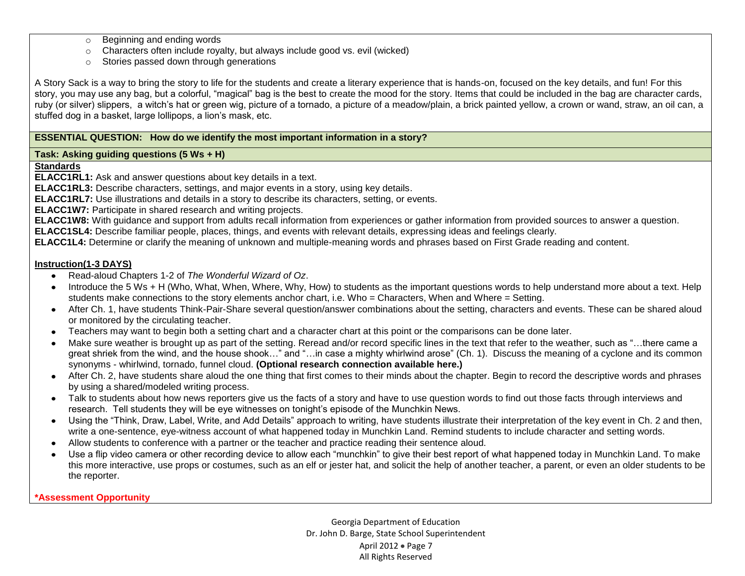- Beginning and ending words
- Characters often include royalty, but always include good vs. evil (wicked)
- Stories passed down through generations

A Story Sack is a way to bring the story to life for the students and create a literary experience that is hands-on, focused on the key details, and fun! For this story, you may use any bag, but a colorful, "magical" bag is the best to create the mood for the story. Items that could be included in the bag are character cards, ruby (or silver) slippers, a witch's hat or green wig, picture of a tornado, a picture of a meadow/plain, a brick painted yellow, a crown or wand, straw, an oil can, a stuffed dog in a basket, large lollipops, a lion's mask, etc.

**ESSENTIAL QUESTION: How do we identify the most important information in a story?**

**Task: Asking guiding questions (5 Ws + H)**

**Standards**

**ELACC1RL1:** Ask and answer questions about key details in a text.
**ELACC1RL3:** Describe characters, settings, and major events in a story, using key details.
**ELACC1RL7:** Use illustrations and details in a story to describe its characters, setting, or events.
**ELACC1W7:** Participate in shared research and writing projects.
**ELACC1W8:** With guidance and support from adults recall information from experiences or gather information from provided sources to answer a question.
**ELACC1SL4:** Describe familiar people, places, things, and events with relevant details, expressing ideas and feelings clearly.
**ELACC1L4:** Determine or clarify the meaning of unknown and multiple-meaning words and phrases based on First Grade reading and content.

**Instruction(1-3 DAYS)**

- Read-aloud Chapters 1-2 of *The Wonderful Wizard of Oz*.
- Introduce the 5 Ws + H (Who, What, When, Where, Why, How) to students as the important questions words to help understand more about a text. Help students make connections to the story elements anchor chart, i.e. Who = Characters, When and Where = Setting.
- After Ch. 1, have students Think-Pair-Share several question/answer combinations about the setting, characters and events. These can be shared aloud or monitored by the circulating teacher.
- Teachers may want to begin both a setting chart and a character chart at this point or the comparisons can be done later.
- Make sure weather is brought up as part of the setting. Reread and/or record specific lines in the text that refer to the weather, such as "…there came a great shriek from the wind, and the house shook…" and "…in case a mighty whirlwind arose" (Ch. 1). Discuss the meaning of a cyclone and its common synonyms - whirlwind, tornado, funnel cloud. **(Optional research connection available here.)**
- After Ch. 2, have students share aloud the one thing that first comes to their minds about the chapter. Begin to record the descriptive words and phrases by using a shared/modeled writing process.
- Talk to students about how news reporters give us the facts of a story and have to use question words to find out those facts through interviews and research. Tell students they will be eye witnesses on tonight's episode of the Munchkin News.
- Using the "Think, Draw, Label, Write, and Add Details" approach to writing, have students illustrate their interpretation of the key event in Ch. 2 and then, write a one-sentence, eye-witness account of what happened today in Munchkin Land. Remind students to include character and setting words.
- Allow students to conference with a partner or the teacher and practice reading their sentence aloud.
- Use a flip video camera or other recording device to allow each "munchkin" to give their best report of what happened today in Munchkin Land. To make this more interactive, use props or costumes, such as an elf or jester hat, and solicit the help of another teacher, a parent, or even an older students to be the reporter.

***Assessment Opportunity**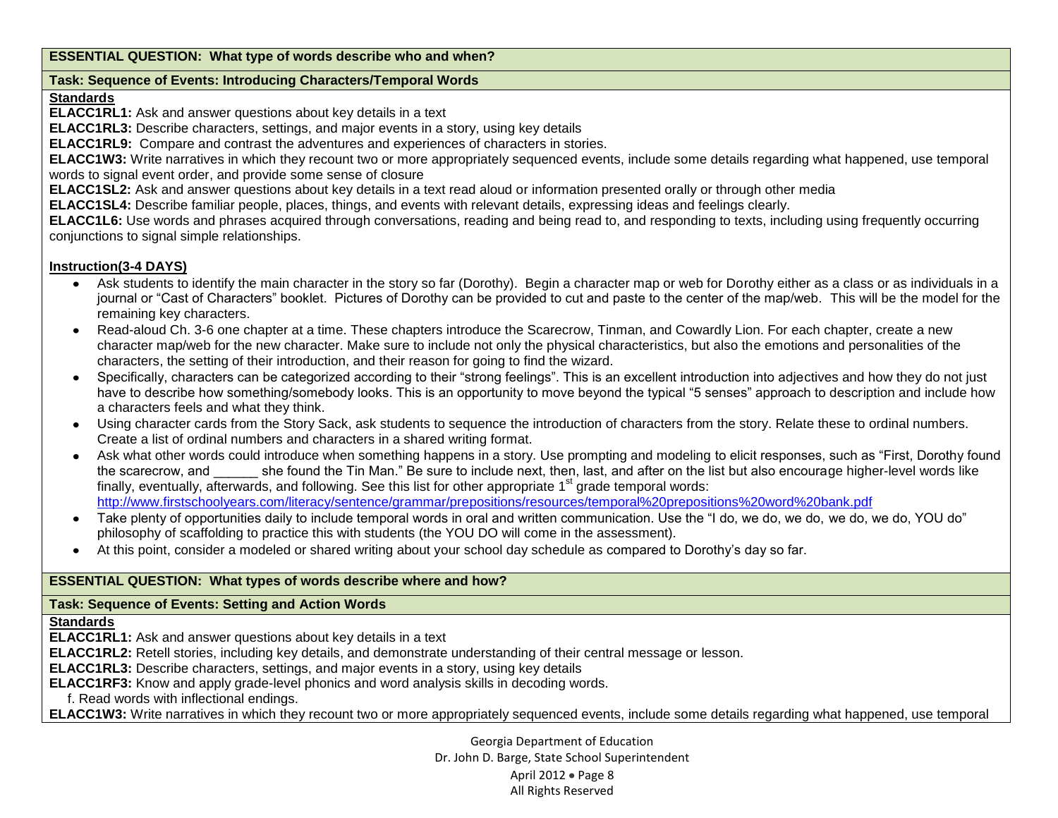**ESSENTIAL QUESTION: What type of words describe who and when?**

**Task: Sequence of Events: Introducing Characters/Temporal Words**

**Standards**

**ELACC1RL1:** Ask and answer questions about key details in a text

**ELACC1RL3:** Describe characters, settings, and major events in a story, using key details

**ELACC1RL9:** Compare and contrast the adventures and experiences of characters in stories.

**ELACC1W3:** Write narratives in which they recount two or more appropriately sequenced events, include some details regarding what happened, use temporal words to signal event order, and provide some sense of closure

**ELACC1SL2:** Ask and answer questions about key details in a text read aloud or information presented orally or through other media

**ELACC1SL4:** Describe familiar people, places, things, and events with relevant details, expressing ideas and feelings clearly.

**ELACC1L6:** Use words and phrases acquired through conversations, reading and being read to, and responding to texts, including using frequently occurring conjunctions to signal simple relationships.

**Instruction(3-4 DAYS)**

- Ask students to identify the main character in the story so far (Dorothy). Begin a character map or web for Dorothy either as a class or as individuals in a journal or "Cast of Characters" booklet. Pictures of Dorothy can be provided to cut and paste to the center of the map/web. This will be the model for the remaining key characters.
- Read-aloud Ch. 3-6 one chapter at a time. These chapters introduce the Scarecrow, Tinman, and Cowardly Lion. For each chapter, create a new character map/web for the new character. Make sure to include not only the physical characteristics, but also the emotions and personalities of the characters, the setting of their introduction, and their reason for going to find the wizard.
- Specifically, characters can be categorized according to their "strong feelings". This is an excellent introduction into adjectives and how they do not just have to describe how something/somebody looks. This is an opportunity to move beyond the typical "5 senses" approach to description and include how a characters feels and what they think.
- Using character cards from the Story Sack, ask students to sequence the introduction of characters from the story. Relate these to ordinal numbers. Create a list of ordinal numbers and characters in a shared writing format.
- Ask what other words could introduce when something happens in a story. Use prompting and modeling to elicit responses, such as "First, Dorothy found the scarecrow, and ______ she found the Tin Man." Be sure to include next, then, last, and after on the list but also encourage higher-level words like finally, eventually, afterwards, and following. See this list for other appropriate 1st grade temporal words: http://www.firstschoolyears.com/literacy/sentence/grammar/prepositions/resources/temporal%20prepositions%20word%20bank.pdf
- Take plenty of opportunities daily to include temporal words in oral and written communication. Use the "I do, we do, we do, we do, we do, YOU do" philosophy of scaffolding to practice this with students (the YOU DO will come in the assessment).
- At this point, consider a modeled or shared writing about your school day schedule as compared to Dorothy's day so far.

**ESSENTIAL QUESTION: What types of words describe where and how?**

**Task: Sequence of Events: Setting and Action Words**

**Standards**

**ELACC1RL1:** Ask and answer questions about key details in a text

**ELACC1RL2:** Retell stories, including key details, and demonstrate understanding of their central message or lesson.

**ELACC1RL3:** Describe characters, settings, and major events in a story, using key details

**ELACC1RF3:** Know and apply grade-level phonics and word analysis skills in decoding words.

f. Read words with inflectional endings.

**ELACC1W3:** Write narratives in which they recount two or more appropriately sequenced events, include some details regarding what happened, use temporal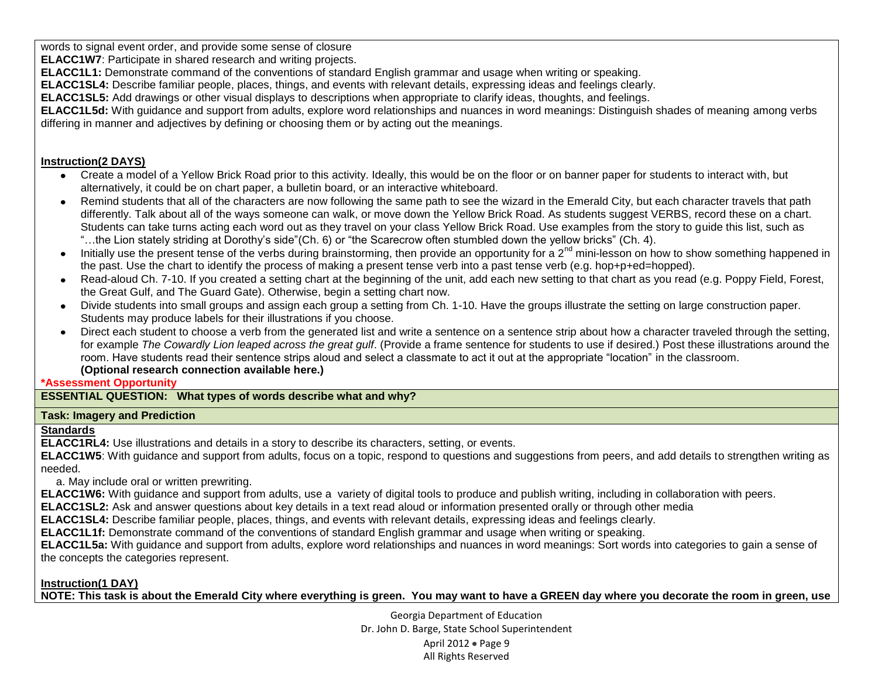words to signal event order, and provide some sense of closure

**ELACC1W7**: Participate in shared research and writing projects.

**ELACC1L1:** Demonstrate command of the conventions of standard English grammar and usage when writing or speaking.

**ELACC1SL4:** Describe familiar people, places, things, and events with relevant details, expressing ideas and feelings clearly.

**ELACC1SL5:** Add drawings or other visual displays to descriptions when appropriate to clarify ideas, thoughts, and feelings.

**ELACC1L5d:** With guidance and support from adults, explore word relationships and nuances in word meanings: Distinguish shades of meaning among verbs differing in manner and adjectives by defining or choosing them or by acting out the meanings.

**Instruction(2 DAYS)**

- Create a model of a Yellow Brick Road prior to this activity. Ideally, this would be on the floor or on banner paper for students to interact with, but alternatively, it could be on chart paper, a bulletin board, or an interactive whiteboard.
- Remind students that all of the characters are now following the same path to see the wizard in the Emerald City, but each character travels that path differently. Talk about all of the ways someone can walk, or move down the Yellow Brick Road. As students suggest VERBS, record these on a chart. Students can take turns acting each word out as they travel on your class Yellow Brick Road. Use examples from the story to guide this list, such as "…the Lion stately striding at Dorothy's side"(Ch. 6) or "the Scarecrow often stumbled down the yellow bricks" (Ch. 4).
- Initially use the present tense of the verbs during brainstorming, then provide an opportunity for a 2nd mini-lesson on how to show something happened in the past. Use the chart to identify the process of making a present tense verb into a past tense verb (e.g. hop+p+ed=hopped).
- Read-aloud Ch. 7-10. If you created a setting chart at the beginning of the unit, add each new setting to that chart as you read (e.g. Poppy Field, Forest, the Great Gulf, and The Guard Gate). Otherwise, begin a setting chart now.
- Divide students into small groups and assign each group a setting from Ch. 1-10. Have the groups illustrate the setting on large construction paper. Students may produce labels for their illustrations if you choose.
- Direct each student to choose a verb from the generated list and write a sentence on a sentence strip about how a character traveled through the setting, for example *The Cowardly Lion leaped across the great gulf*. (Provide a frame sentence for students to use if desired.) Post these illustrations around the room. Have students read their sentence strips aloud and select a classmate to act it out at the appropriate "location" in the classroom. **(Optional research connection available here.)**

**\*Assessment Opportunity**

**ESSENTIAL QUESTION: What types of words describe what and why?**

**Task: Imagery and Prediction**

**Standards**

**ELACC1RL4:** Use illustrations and details in a story to describe its characters, setting, or events.

**ELACC1W5**: With guidance and support from adults, focus on a topic, respond to questions and suggestions from peers, and add details to strengthen writing as needed.

a. May include oral or written prewriting.

**ELACC1W6:** With guidance and support from adults, use a variety of digital tools to produce and publish writing, including in collaboration with peers.

**ELACC1SL2:** Ask and answer questions about key details in a text read aloud or information presented orally or through other media

**ELACC1SL4:** Describe familiar people, places, things, and events with relevant details, expressing ideas and feelings clearly.

**ELACC1L1f:** Demonstrate command of the conventions of standard English grammar and usage when writing or speaking.

**ELACC1L5a:** With guidance and support from adults, explore word relationships and nuances in word meanings: Sort words into categories to gain a sense of the concepts the categories represent.

**Instruction(1 DAY)**

**NOTE: This task is about the Emerald City where everything is green. You may want to have a GREEN day where you decorate the room in green, use**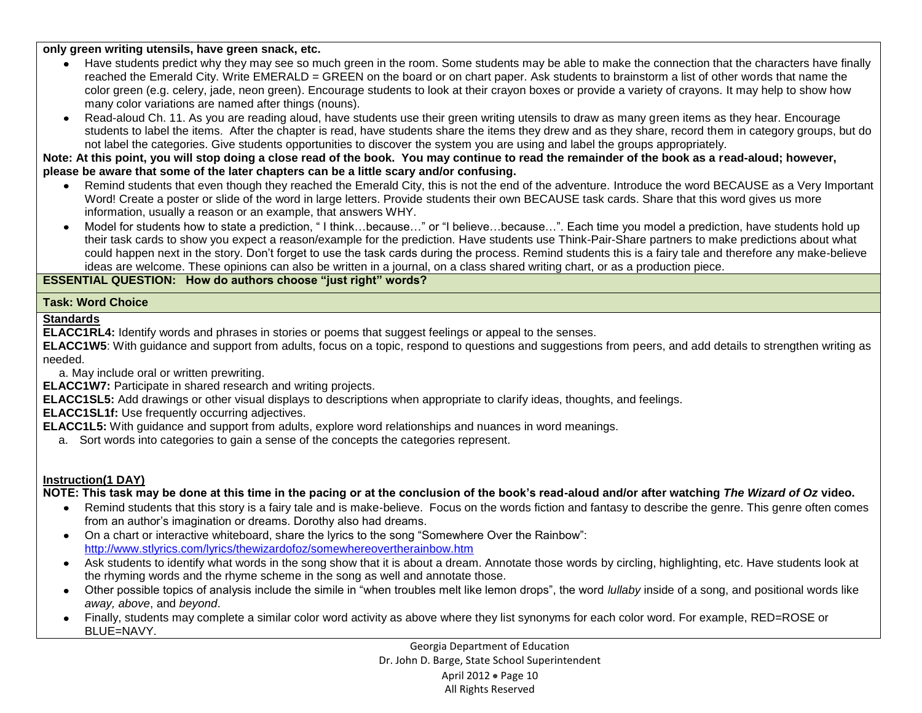**only green writing utensils, have green snack, etc.**

- Have students predict why they may see so much green in the room. Some students may be able to make the connection that the characters have finally reached the Emerald City. Write EMERALD = GREEN on the board or on chart paper. Ask students to brainstorm a list of other words that name the color green (e.g. celery, jade, neon green). Encourage students to look at their crayon boxes or provide a variety of crayons. It may help to show how many color variations are named after things (nouns).
- Read-aloud Ch. 11. As you are reading aloud, have students use their green writing utensils to draw as many green items as they hear. Encourage students to label the items. After the chapter is read, have students share the items they drew and as they share, record them in category groups, but do not label the categories. Give students opportunities to discover the system you are using and label the groups appropriately.

**Note: At this point, you will stop doing a close read of the book. You may continue to read the remainder of the book as a read-aloud; however, please be aware that some of the later chapters can be a little scary and/or confusing.**

- Remind students that even though they reached the Emerald City, this is not the end of the adventure. Introduce the word BECAUSE as a Very Important Word! Create a poster or slide of the word in large letters. Provide students their own BECAUSE task cards. Share that this word gives us more information, usually a reason or an example, that answers WHY.
- Model for students how to state a prediction, " I think…because…" or "I believe…because…". Each time you model a prediction, have students hold up their task cards to show you expect a reason/example for the prediction. Have students use Think-Pair-Share partners to make predictions about what could happen next in the story. Don't forget to use the task cards during the process. Remind students this is a fairy tale and therefore any make-believe ideas are welcome. These opinions can also be written in a journal, on a class shared writing chart, or as a production piece.

**ESSENTIAL QUESTION: How do authors choose "just right" words?**

**Task: Word Choice**

**Standards**

**ELACC1RL4:** Identify words and phrases in stories or poems that suggest feelings or appeal to the senses.

**ELACC1W5**: With guidance and support from adults, focus on a topic, respond to questions and suggestions from peers, and add details to strengthen writing as needed.

a. May include oral or written prewriting.

**ELACC1W7:** Participate in shared research and writing projects.

**ELACC1SL5:** Add drawings or other visual displays to descriptions when appropriate to clarify ideas, thoughts, and feelings.

**ELACC1SL1f:** Use frequently occurring adjectives.

**ELACC1L5:** With guidance and support from adults, explore word relationships and nuances in word meanings.

a. Sort words into categories to gain a sense of the concepts the categories represent.

**Instruction(1 DAY)**

**NOTE: This task may be done at this time in the pacing or at the conclusion of the book's read-aloud and/or after watching *The Wizard of Oz* video.**

- Remind students that this story is a fairy tale and is make-believe. Focus on the words fiction and fantasy to describe the genre. This genre often comes from an author's imagination or dreams. Dorothy also had dreams.
- On a chart or interactive whiteboard, share the lyrics to the song "Somewhere Over the Rainbow": http://www.stlyrics.com/lyrics/thewizardofoz/somewhereovertherainbow.htm
- Ask students to identify what words in the song show that it is about a dream. Annotate those words by circling, highlighting, etc. Have students look at the rhyming words and the rhyme scheme in the song as well and annotate those.
- Other possible topics of analysis include the simile in "when troubles melt like lemon drops", the word *lullaby* inside of a song, and positional words like *away, above*, and *beyond*.
- Finally, students may complete a similar color word activity as above where they list synonyms for each color word. For example, RED=ROSE or BLUE=NAVY.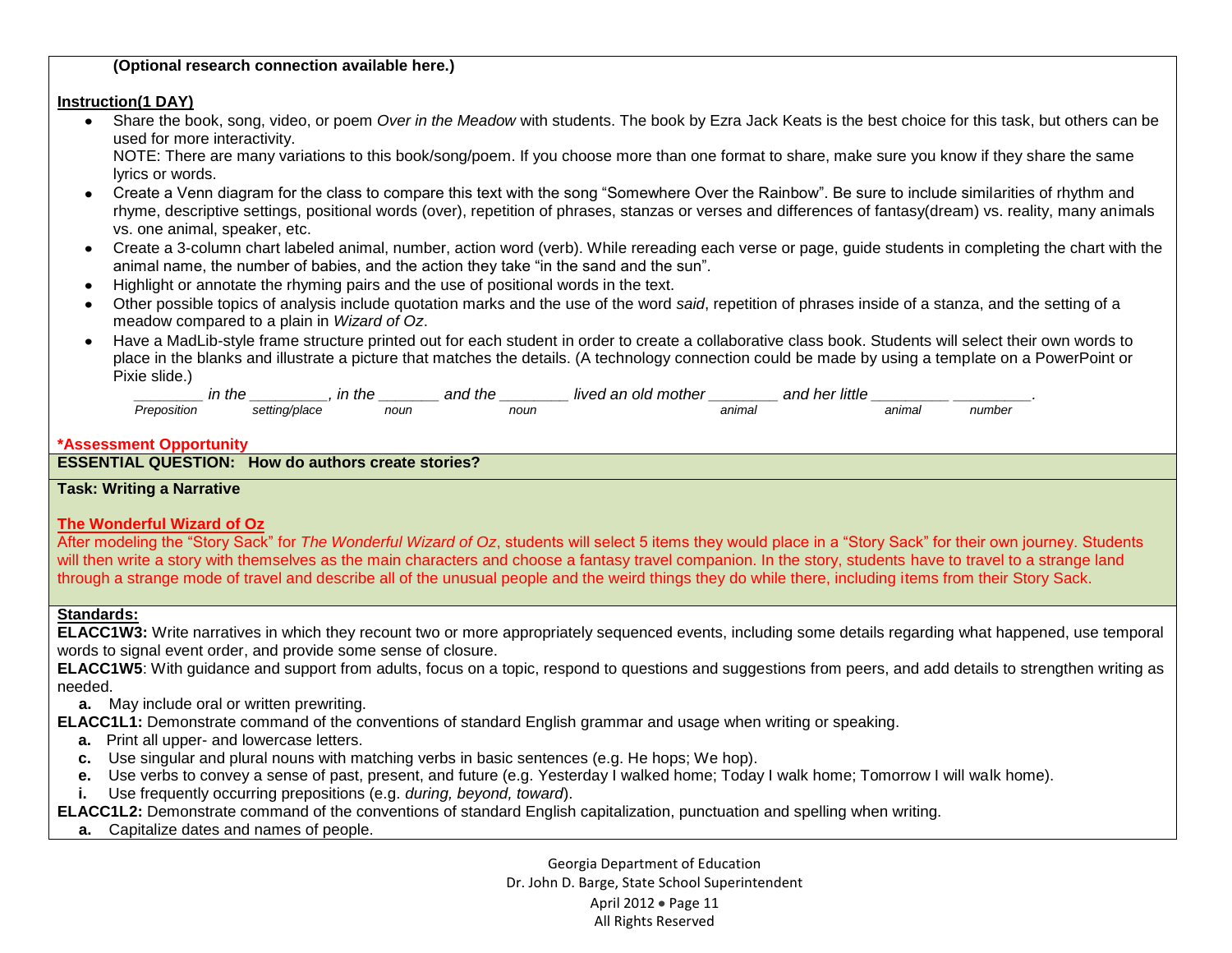**(Optional research connection available here.)**

**Instruction(1 DAY)**

- Share the book, song, video, or poem *Over in the Meadow* with students. The book by Ezra Jack Keats is the best choice for this task, but others can be used for more interactivity.
  NOTE: There are many variations to this book/song/poem. If you choose more than one format to share, make sure you know if they share the same lyrics or words.
- Create a Venn diagram for the class to compare this text with the song "Somewhere Over the Rainbow". Be sure to include similarities of rhythm and rhyme, descriptive settings, positional words (over), repetition of phrases, stanzas or verses and differences of fantasy(dream) vs. reality, many animals vs. one animal, speaker, etc.
- Create a 3-column chart labeled animal, number, action word (verb). While rereading each verse or page, guide students in completing the chart with the animal name, the number of babies, and the action they take "in the sand and the sun".
- Highlight or annotate the rhyming pairs and the use of positional words in the text.
- Other possible topics of analysis include quotation marks and the use of the word *said*, repetition of phrases inside of a stanza, and the setting of a meadow compared to a plain in *Wizard of Oz*.
- Have a MadLib-style frame structure printed out for each student in order to create a collaborative class book. Students will select their own words to place in the blanks and illustrate a picture that matches the details. (A technology connection could be made by using a template on a PowerPoint or Pixie slide.)

*________ in the _________, in the _______ and the ________ lived an old mother ________ and her little _________ _________.*
*Preposition, setting/place, noun, noun, animal, animal, number*

***Assessment Opportunity**

**ESSENTIAL QUESTION: How do authors create stories?**

**Task: Writing a Narrative**

**The Wonderful Wizard of Oz**

After modeling the "Story Sack" for *The Wonderful Wizard of Oz*, students will select 5 items they would place in a "Story Sack" for their own journey. Students will then write a story with themselves as the main characters and choose a fantasy travel companion. In the story, students have to travel to a strange land through a strange mode of travel and describe all of the unusual people and the weird things they do while there, including items from their Story Sack.

**Standards:**

**ELACC1W3:** Write narratives in which they recount two or more appropriately sequenced events, including some details regarding what happened, use temporal words to signal event order, and provide some sense of closure.

**ELACC1W5**: With guidance and support from adults, focus on a topic, respond to questions and suggestions from peers, and add details to strengthen writing as needed.

**a.** May include oral or written prewriting.

**ELACC1L1:** Demonstrate command of the conventions of standard English grammar and usage when writing or speaking.

**a.** Print all upper- and lowercase letters.
**c.** Use singular and plural nouns with matching verbs in basic sentences (e.g. He hops; We hop).
**e.** Use verbs to convey a sense of past, present, and future (e.g. Yesterday I walked home; Today I walk home; Tomorrow I will walk home).
**i.** Use frequently occurring prepositions (e.g. *during, beyond, toward*).

**ELACC1L2:** Demonstrate command of the conventions of standard English capitalization, punctuation and spelling when writing.

**a.** Capitalize dates and names of people.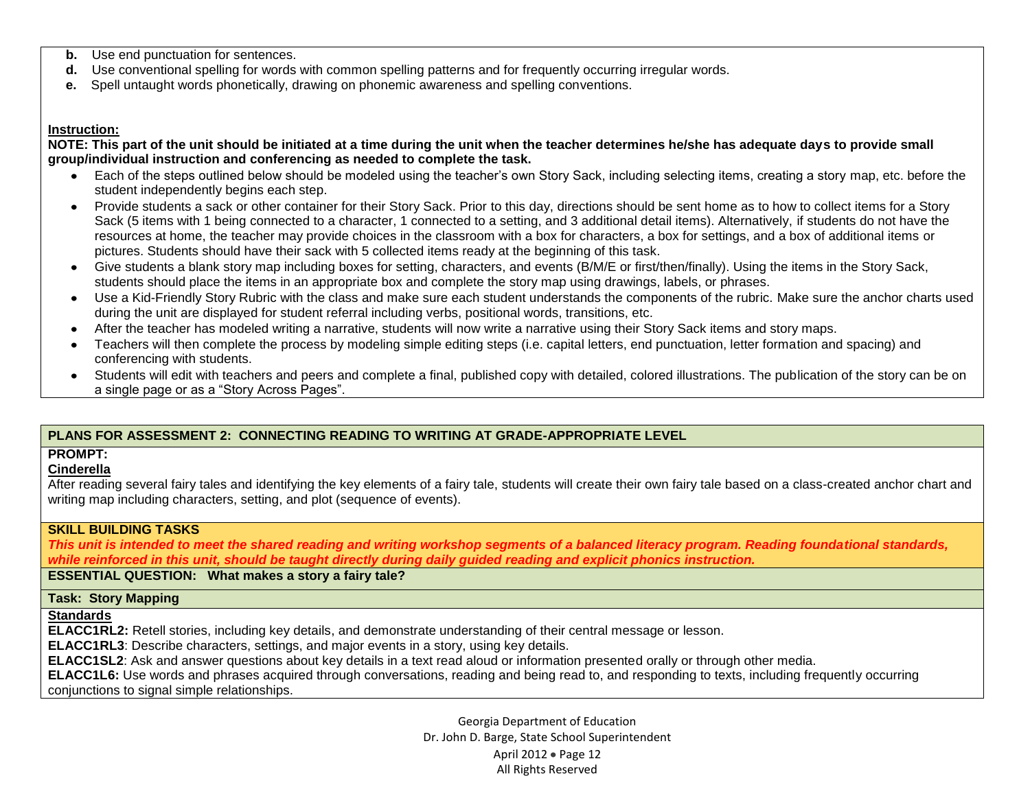**b.** Use end punctuation for sentences.
**d.** Use conventional spelling for words with common spelling patterns and for frequently occurring irregular words.
**e.** Spell untaught words phonetically, drawing on phonemic awareness and spelling conventions.

**Instruction:**

**NOTE: This part of the unit should be initiated at a time during the unit when the teacher determines he/she has adequate days to provide small group/individual instruction and conferencing as needed to complete the task.**

- Each of the steps outlined below should be modeled using the teacher's own Story Sack, including selecting items, creating a story map, etc. before the student independently begins each step.
- Provide students a sack or other container for their Story Sack. Prior to this day, directions should be sent home as to how to collect items for a Story Sack (5 items with 1 being connected to a character, 1 connected to a setting, and 3 additional detail items). Alternatively, if students do not have the resources at home, the teacher may provide choices in the classroom with a box for characters, a box for settings, and a box of additional items or pictures. Students should have their sack with 5 collected items ready at the beginning of this task.
- Give students a blank story map including boxes for setting, characters, and events (B/M/E or first/then/finally). Using the items in the Story Sack, students should place the items in an appropriate box and complete the story map using drawings, labels, or phrases.
- Use a Kid-Friendly Story Rubric with the class and make sure each student understands the components of the rubric. Make sure the anchor charts used during the unit are displayed for student referral including verbs, positional words, transitions, etc.
- After the teacher has modeled writing a narrative, students will now write a narrative using their Story Sack items and story maps.
- Teachers will then complete the process by modeling simple editing steps (i.e. capital letters, end punctuation, letter formation and spacing) and conferencing with students.
- Students will edit with teachers and peers and complete a final, published copy with detailed, colored illustrations. The publication of the story can be on a single page or as a "Story Across Pages".

## PLANS FOR ASSESSMENT 2: CONNECTING READING TO WRITING AT GRADE-APPROPRIATE LEVEL

**PROMPT:**

**Cinderella**

After reading several fairy tales and identifying the key elements of a fairy tale, students will create their own fairy tale based on a class-created anchor chart and writing map including characters, setting, and plot (sequence of events).

**SKILL BUILDING TASKS**

***This unit is intended to meet the shared reading and writing workshop segments of a balanced literacy program. Reading foundational standards, while reinforced in this unit, should be taught directly during daily guided reading and explicit phonics instruction.***

**ESSENTIAL QUESTION: What makes a story a fairy tale?**

**Task: Story Mapping**

**Standards**

**ELACC1RL2:** Retell stories, including key details, and demonstrate understanding of their central message or lesson.
**ELACC1RL3**: Describe characters, settings, and major events in a story, using key details.
**ELACC1SL2**: Ask and answer questions about key details in a text read aloud or information presented orally or through other media.
**ELACC1L6:** Use words and phrases acquired through conversations, reading and being read to, and responding to texts, including frequently occurring conjunctions to signal simple relationships.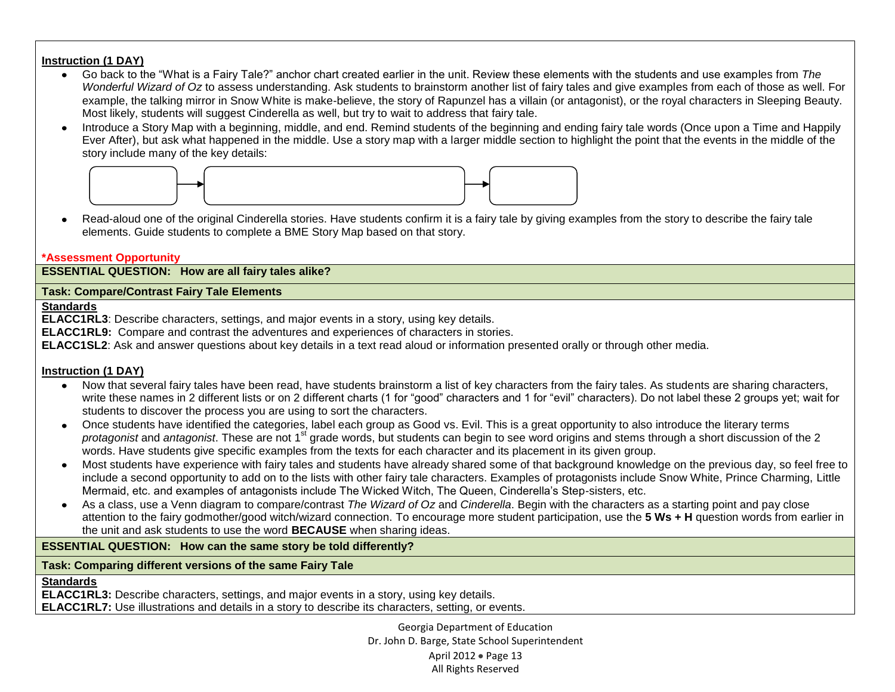**Instruction (1 DAY)**

- Go back to the "What is a Fairy Tale?" anchor chart created earlier in the unit. Review these elements with the students and use examples from *The Wonderful Wizard of Oz* to assess understanding. Ask students to brainstorm another list of fairy tales and give examples from each of those as well. For example, the talking mirror in Snow White is make-believe, the story of Rapunzel has a villain (or antagonist), or the royal characters in Sleeping Beauty. Most likely, students will suggest Cinderella as well, but try to wait to address that fairy tale.
- Introduce a Story Map with a beginning, middle, and end. Remind students of the beginning and ending fairy tale words (Once upon a Time and Happily Ever After), but ask what happened in the middle. Use a story map with a larger middle section to highlight the point that the events in the middle of the story include many of the key details:

| | | |
|---|---|---|
| | → | |

- Read-aloud one of the original Cinderella stories. Have students confirm it is a fairy tale by giving examples from the story to describe the fairy tale elements. Guide students to complete a BME Story Map based on that story.

***Assessment Opportunity**

**ESSENTIAL QUESTION: How are all fairy tales alike?**

**Task: Compare/Contrast Fairy Tale Elements**

**Standards**

**ELACC1RL3**: Describe characters, settings, and major events in a story, using key details.
**ELACC1RL9:** Compare and contrast the adventures and experiences of characters in stories.
**ELACC1SL2**: Ask and answer questions about key details in a text read aloud or information presented orally or through other media.

**Instruction (1 DAY)**

- Now that several fairy tales have been read, have students brainstorm a list of key characters from the fairy tales. As students are sharing characters, write these names in 2 different lists or on 2 different charts (1 for "good" characters and 1 for "evil" characters). Do not label these 2 groups yet; wait for students to discover the process you are using to sort the characters.
- Once students have identified the categories, label each group as Good vs. Evil. This is a great opportunity to also introduce the literary terms *protagonist* and *antagonist*. These are not 1st grade words, but students can begin to see word origins and stems through a short discussion of the 2 words. Have students give specific examples from the texts for each character and its placement in its given group.
- Most students have experience with fairy tales and students have already shared some of that background knowledge on the previous day, so feel free to include a second opportunity to add on to the lists with other fairy tale characters. Examples of protagonists include Snow White, Prince Charming, Little Mermaid, etc. and examples of antagonists include The Wicked Witch, The Queen, Cinderella's Step-sisters, etc.
- As a class, use a Venn diagram to compare/contrast *The Wizard of Oz* and *Cinderella*. Begin with the characters as a starting point and pay close attention to the fairy godmother/good witch/wizard connection. To encourage more student participation, use the **5 Ws + H** question words from earlier in the unit and ask students to use the word **BECAUSE** when sharing ideas.

**ESSENTIAL QUESTION: How can the same story be told differently?**

**Task: Comparing different versions of the same Fairy Tale**

**Standards**

**ELACC1RL3:** Describe characters, settings, and major events in a story, using key details.
**ELACC1RL7:** Use illustrations and details in a story to describe its characters, setting, or events.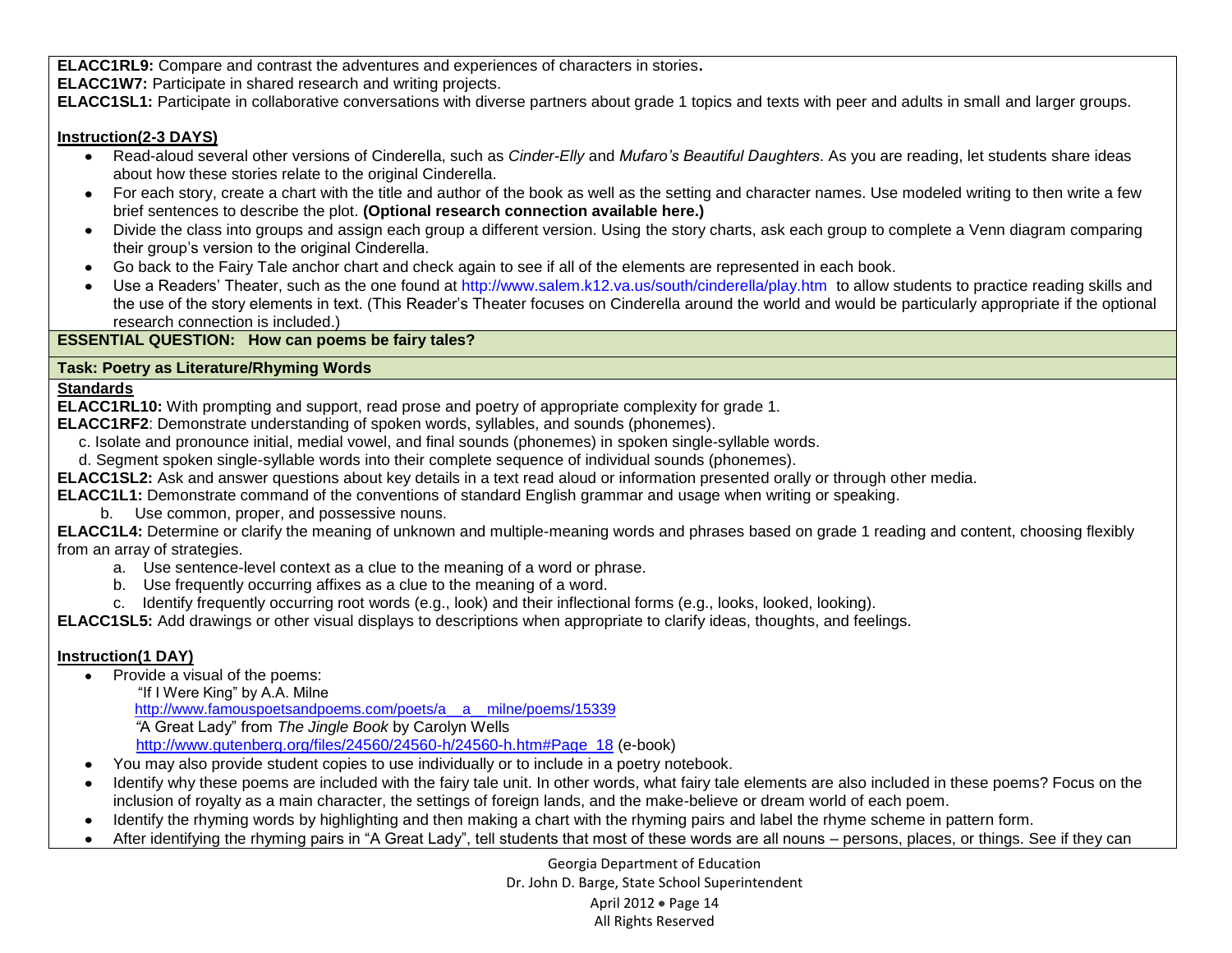**ELACC1RL9:** Compare and contrast the adventures and experiences of characters in stories**.**
**ELACC1W7:** Participate in shared research and writing projects.
**ELACC1SL1:** Participate in collaborative conversations with diverse partners about grade 1 topics and texts with peer and adults in small and larger groups.

**Instruction(2-3 DAYS)**

- Read-aloud several other versions of Cinderella, such as *Cinder-Elly* and *Mufaro's Beautiful Daughters*. As you are reading, let students share ideas about how these stories relate to the original Cinderella.
- For each story, create a chart with the title and author of the book as well as the setting and character names. Use modeled writing to then write a few brief sentences to describe the plot. **(Optional research connection available here.)**
- Divide the class into groups and assign each group a different version. Using the story charts, ask each group to complete a Venn diagram comparing their group's version to the original Cinderella.
- Go back to the Fairy Tale anchor chart and check again to see if all of the elements are represented in each book.
- Use a Readers' Theater, such as the one found at http://www.salem.k12.va.us/south/cinderella/play.htm to allow students to practice reading skills and the use of the story elements in text. (This Reader's Theater focuses on Cinderella around the world and would be particularly appropriate if the optional research connection is included.)

**ESSENTIAL QUESTION: How can poems be fairy tales?**

**Task: Poetry as Literature/Rhyming Words**

**Standards**

**ELACC1RL10:** With prompting and support, read prose and poetry of appropriate complexity for grade 1.
**ELACC1RF2**: Demonstrate understanding of spoken words, syllables, and sounds (phonemes).
c. Isolate and pronounce initial, medial vowel, and final sounds (phonemes) in spoken single-syllable words.
d. Segment spoken single-syllable words into their complete sequence of individual sounds (phonemes).
**ELACC1SL2:** Ask and answer questions about key details in a text read aloud or information presented orally or through other media.
**ELACC1L1:** Demonstrate command of the conventions of standard English grammar and usage when writing or speaking.
b. Use common, proper, and possessive nouns.
**ELACC1L4:** Determine or clarify the meaning of unknown and multiple-meaning words and phrases based on grade 1 reading and content, choosing flexibly from an array of strategies.
a. Use sentence-level context as a clue to the meaning of a word or phrase.
b. Use frequently occurring affixes as a clue to the meaning of a word.
c. Identify frequently occurring root words (e.g., look) and their inflectional forms (e.g., looks, looked, looking).
**ELACC1SL5:** Add drawings or other visual displays to descriptions when appropriate to clarify ideas, thoughts, and feelings.

**Instruction(1 DAY)**

- Provide a visual of the poems:
  "If I Were King" by A.A. Milne
  http://www.famouspoetsandpoems.com/poets/a__a__milne/poems/15339
  "A Great Lady" from *The Jingle Book* by Carolyn Wells
  http://www.gutenberg.org/files/24560/24560-h/24560-h.htm#Page_18 (e-book)
- You may also provide student copies to use individually or to include in a poetry notebook.
- Identify why these poems are included with the fairy tale unit. In other words, what fairy tale elements are also included in these poems? Focus on the inclusion of royalty as a main character, the settings of foreign lands, and the make-believe or dream world of each poem.
- Identify the rhyming words by highlighting and then making a chart with the rhyming pairs and label the rhyme scheme in pattern form.
- After identifying the rhyming pairs in "A Great Lady", tell students that most of these words are all nouns – persons, places, or things. See if they can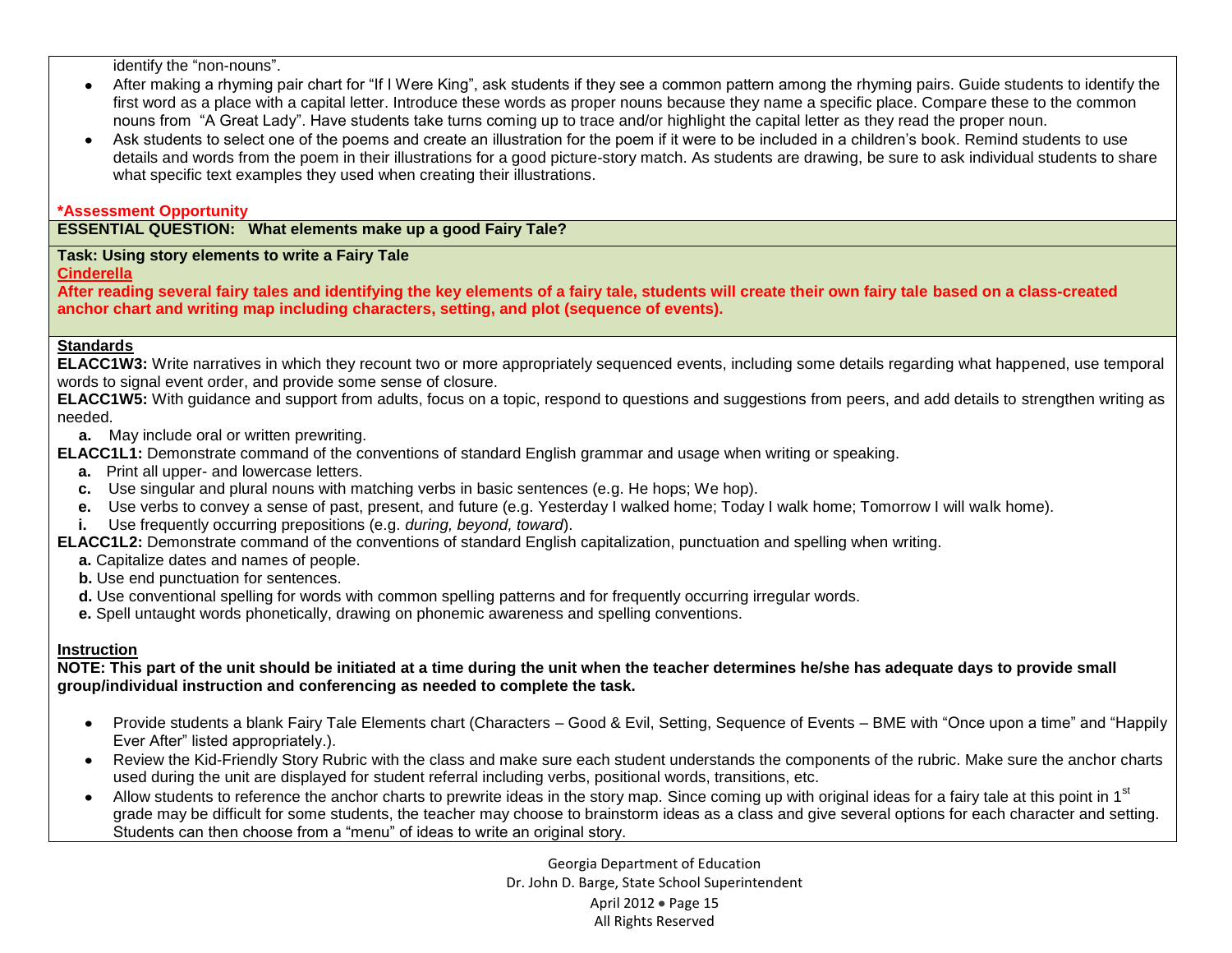identify the "non-nouns".

- After making a rhyming pair chart for "If I Were King", ask students if they see a common pattern among the rhyming pairs. Guide students to identify the first word as a place with a capital letter. Introduce these words as proper nouns because they name a specific place. Compare these to the common nouns from "A Great Lady". Have students take turns coming up to trace and/or highlight the capital letter as they read the proper noun.
- Ask students to select one of the poems and create an illustration for the poem if it were to be included in a children's book. Remind students to use details and words from the poem in their illustrations for a good picture-story match. As students are drawing, be sure to ask individual students to share what specific text examples they used when creating their illustrations.

**\*Assessment Opportunity**

**ESSENTIAL QUESTION: What elements make up a good Fairy Tale?**

**Task: Using story elements to write a Fairy Tale**

**Cinderella**

**After reading several fairy tales and identifying the key elements of a fairy tale, students will create their own fairy tale based on a class-created anchor chart and writing map including characters, setting, and plot (sequence of events).**

**Standards**

**ELACC1W3:** Write narratives in which they recount two or more appropriately sequenced events, including some details regarding what happened, use temporal words to signal event order, and provide some sense of closure.

**ELACC1W5:** With guidance and support from adults, focus on a topic, respond to questions and suggestions from peers, and add details to strengthen writing as needed.

**a.** May include oral or written prewriting.

**ELACC1L1:** Demonstrate command of the conventions of standard English grammar and usage when writing or speaking.

**a.** Print all upper- and lowercase letters.

**c.** Use singular and plural nouns with matching verbs in basic sentences (e.g. He hops; We hop).

**e.** Use verbs to convey a sense of past, present, and future (e.g. Yesterday I walked home; Today I walk home; Tomorrow I will walk home).

**i.** Use frequently occurring prepositions (e.g. *during, beyond, toward*).

**ELACC1L2:** Demonstrate command of the conventions of standard English capitalization, punctuation and spelling when writing.

**a.** Capitalize dates and names of people.

**b.** Use end punctuation for sentences.

**d.** Use conventional spelling for words with common spelling patterns and for frequently occurring irregular words.

**e.** Spell untaught words phonetically, drawing on phonemic awareness and spelling conventions.

**Instruction**

**NOTE: This part of the unit should be initiated at a time during the unit when the teacher determines he/she has adequate days to provide small group/individual instruction and conferencing as needed to complete the task.**

- Provide students a blank Fairy Tale Elements chart (Characters – Good & Evil, Setting, Sequence of Events – BME with "Once upon a time" and "Happily Ever After" listed appropriately.).
- Review the Kid-Friendly Story Rubric with the class and make sure each student understands the components of the rubric. Make sure the anchor charts used during the unit are displayed for student referral including verbs, positional words, transitions, etc.
- Allow students to reference the anchor charts to prewrite ideas in the story map. Since coming up with original ideas for a fairy tale at this point in 1st grade may be difficult for some students, the teacher may choose to brainstorm ideas as a class and give several options for each character and setting. Students can then choose from a "menu" of ideas to write an original story.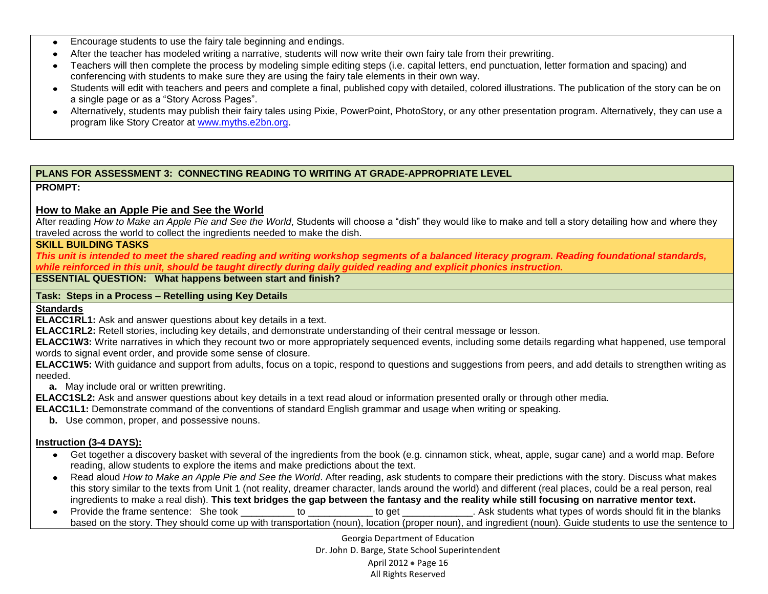- Encourage students to use the fairy tale beginning and endings.
- After the teacher has modeled writing a narrative, students will now write their own fairy tale from their prewriting.
- Teachers will then complete the process by modeling simple editing steps (i.e. capital letters, end punctuation, letter formation and spacing) and conferencing with students to make sure they are using the fairy tale elements in their own way.
- Students will edit with teachers and peers and complete a final, published copy with detailed, colored illustrations. The publication of the story can be on a single page or as a "Story Across Pages".
- Alternatively, students may publish their fairy tales using Pixie, PowerPoint, PhotoStory, or any other presentation program. Alternatively, they can use a program like Story Creator at [www.myths.e2bn.org](www.myths.e2bn.org).

**PLANS FOR ASSESSMENT 3: CONNECTING READING TO WRITING AT GRADE-APPROPRIATE LEVEL**

**PROMPT:**

**How to Make an Apple Pie and See the World**

After reading *How to Make an Apple Pie and See the World*, Students will choose a "dish" they would like to make and tell a story detailing how and where they traveled across the world to collect the ingredients needed to make the dish.

**SKILL BUILDING TASKS**

***This unit is intended to meet the shared reading and writing workshop segments of a balanced literacy program. Reading foundational standards, while reinforced in this unit, should be taught directly during daily guided reading and explicit phonics instruction.***

**ESSENTIAL QUESTION: What happens between start and finish?**

**Task: Steps in a Process – Retelling using Key Details**

**Standards**

**ELACC1RL1:** Ask and answer questions about key details in a text.

**ELACC1RL2:** Retell stories, including key details, and demonstrate understanding of their central message or lesson.

**ELACC1W3:** Write narratives in which they recount two or more appropriately sequenced events, including some details regarding what happened, use temporal words to signal event order, and provide some sense of closure.

**ELACC1W5:** With guidance and support from adults, focus on a topic, respond to questions and suggestions from peers, and add details to strengthen writing as needed.

- **a.** May include oral or written prewriting.

**ELACC1SL2:** Ask and answer questions about key details in a text read aloud or information presented orally or through other media.

**ELACC1L1:** Demonstrate command of the conventions of standard English grammar and usage when writing or speaking.

- **b.** Use common, proper, and possessive nouns.

**Instruction (3-4 DAYS):**

- Get together a discovery basket with several of the ingredients from the book (e.g. cinnamon stick, wheat, apple, sugar cane) and a world map. Before reading, allow students to explore the items and make predictions about the text.
- Read aloud *How to Make an Apple Pie and See the World*. After reading, ask students to compare their predictions with the story. Discuss what makes this story similar to the texts from Unit 1 (not reality, dreamer character, lands around the world) and different (real places, could be a real person, real ingredients to make a real dish). **This text bridges the gap between the fantasy and the reality while still focusing on narrative mentor text.**
- Provide the frame sentence: She took __________ to ____________ to get _____________. Ask students what types of words should fit in the blanks based on the story. They should come up with transportation (noun), location (proper noun), and ingredient (noun). Guide students to use the sentence to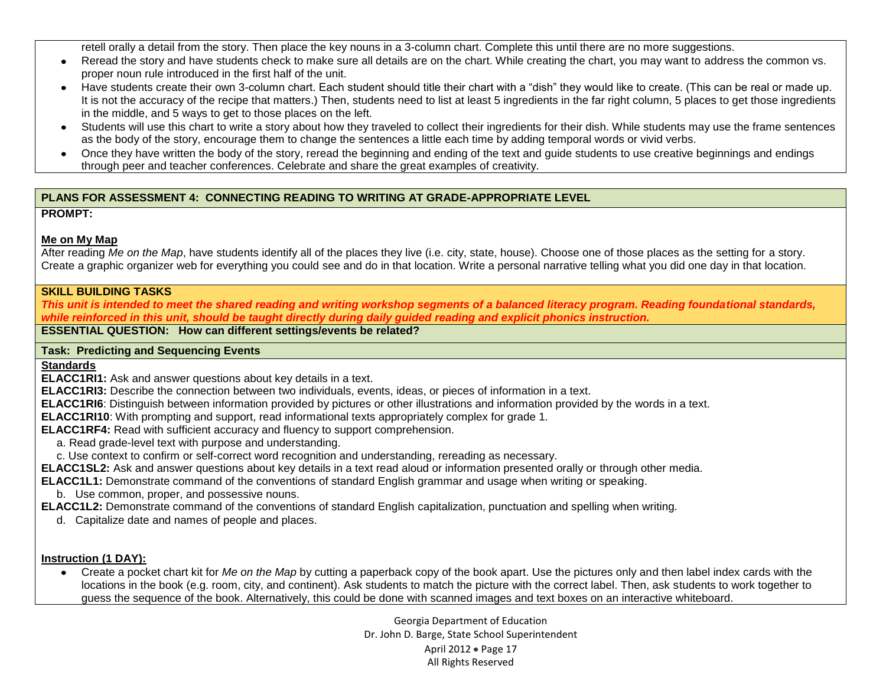retell orally a detail from the story. Then place the key nouns in a 3-column chart. Complete this until there are no more suggestions.

- Reread the story and have students check to make sure all details are on the chart. While creating the chart, you may want to address the common vs. proper noun rule introduced in the first half of the unit.
- Have students create their own 3-column chart. Each student should title their chart with a "dish" they would like to create. (This can be real or made up. It is not the accuracy of the recipe that matters.) Then, students need to list at least 5 ingredients in the far right column, 5 places to get those ingredients in the middle, and 5 ways to get to those places on the left.
- Students will use this chart to write a story about how they traveled to collect their ingredients for their dish. While students may use the frame sentences as the body of the story, encourage them to change the sentences a little each time by adding temporal words or vivid verbs.
- Once they have written the body of the story, reread the beginning and ending of the text and guide students to use creative beginnings and endings through peer and teacher conferences. Celebrate and share the great examples of creativity.

## PLANS FOR ASSESSMENT 4: CONNECTING READING TO WRITING AT GRADE-APPROPRIATE LEVEL

**PROMPT:**

**Me on My Map**

After reading *Me on the Map*, have students identify all of the places they live (i.e. city, state, house). Choose one of those places as the setting for a story. Create a graphic organizer web for everything you could see and do in that location. Write a personal narrative telling what you did one day in that location.

## SKILL BUILDING TASKS

***This unit is intended to meet the shared reading and writing workshop segments of a balanced literacy program. Reading foundational standards, while reinforced in this unit, should be taught directly during daily guided reading and explicit phonics instruction.***

**ESSENTIAL QUESTION: How can different settings/events be related?**

### Task: Predicting and Sequencing Events

**Standards**

**ELACC1RI1:** Ask and answer questions about key details in a text.
**ELACC1RI3:** Describe the connection between two individuals, events, ideas, or pieces of information in a text.
**ELACC1RI6**: Distinguish between information provided by pictures or other illustrations and information provided by the words in a text.
**ELACC1RI10**: With prompting and support, read informational texts appropriately complex for grade 1.
**ELACC1RF4:** Read with sufficient accuracy and fluency to support comprehension.
a. Read grade-level text with purpose and understanding.
c. Use context to confirm or self-correct word recognition and understanding, rereading as necessary.
**ELACC1SL2:** Ask and answer questions about key details in a text read aloud or information presented orally or through other media.
**ELACC1L1:** Demonstrate command of the conventions of standard English grammar and usage when writing or speaking.
b. Use common, proper, and possessive nouns.
**ELACC1L2:** Demonstrate command of the conventions of standard English capitalization, punctuation and spelling when writing.
d. Capitalize date and names of people and places.

**Instruction (1 DAY):**

- Create a pocket chart kit for *Me on the Map* by cutting a paperback copy of the book apart. Use the pictures only and then label index cards with the locations in the book (e.g. room, city, and continent). Ask students to match the picture with the correct label. Then, ask students to work together to guess the sequence of the book. Alternatively, this could be done with scanned images and text boxes on an interactive whiteboard.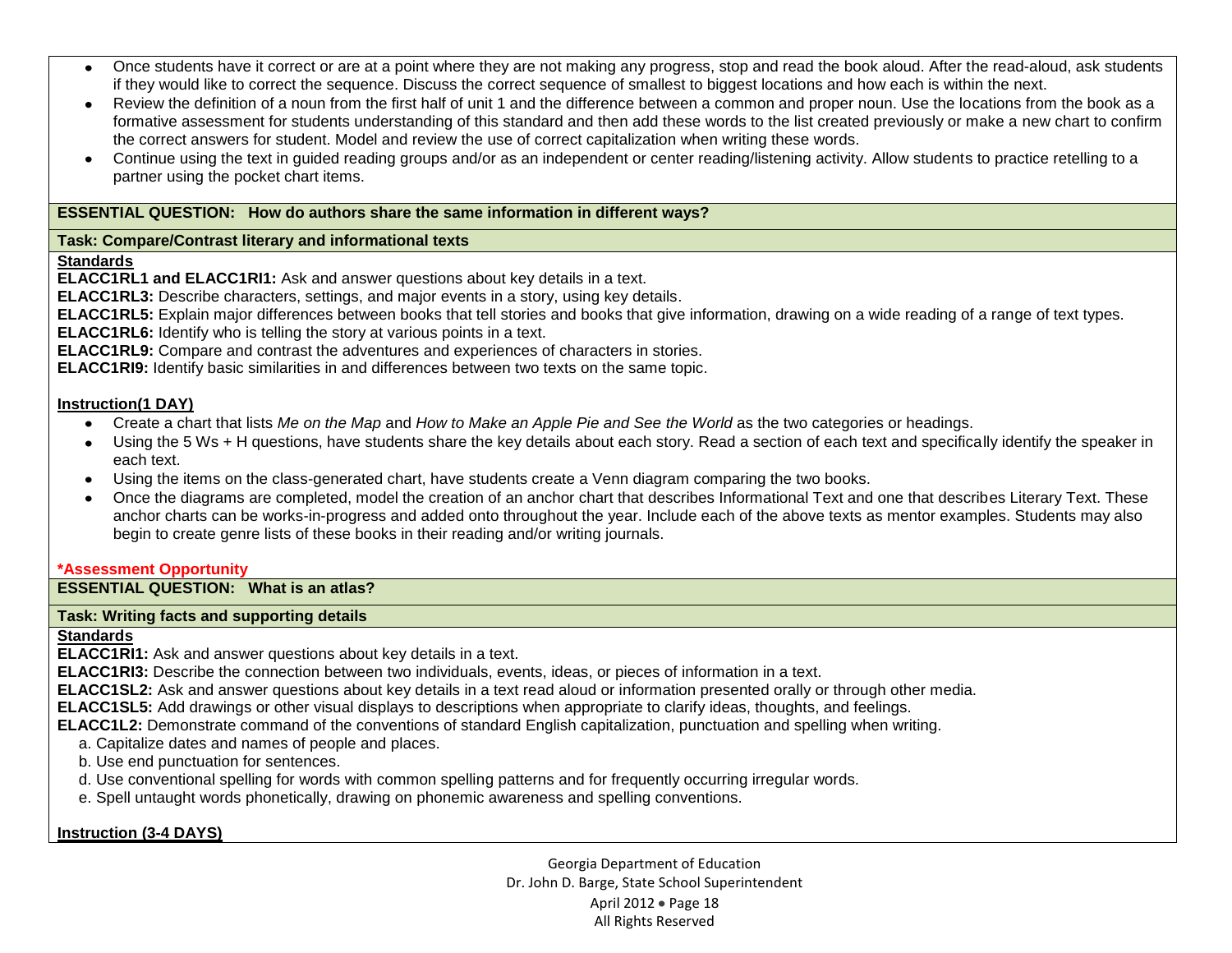- Once students have it correct or are at a point where they are not making any progress, stop and read the book aloud. After the read-aloud, ask students if they would like to correct the sequence. Discuss the correct sequence of smallest to biggest locations and how each is within the next.
- Review the definition of a noun from the first half of unit 1 and the difference between a common and proper noun. Use the locations from the book as a formative assessment for students understanding of this standard and then add these words to the list created previously or make a new chart to confirm the correct answers for student. Model and review the use of correct capitalization when writing these words.
- Continue using the text in guided reading groups and/or as an independent or center reading/listening activity. Allow students to practice retelling to a partner using the pocket chart items.

**ESSENTIAL QUESTION: How do authors share the same information in different ways?**

**Task: Compare/Contrast literary and informational texts**

**Standards**

**ELACC1RL1 and ELACC1RI1:** Ask and answer questions about key details in a text.
**ELACC1RL3:** Describe characters, settings, and major events in a story, using key details.
**ELACC1RL5:** Explain major differences between books that tell stories and books that give information, drawing on a wide reading of a range of text types.
**ELACC1RL6:** Identify who is telling the story at various points in a text.
**ELACC1RL9:** Compare and contrast the adventures and experiences of characters in stories.
**ELACC1RI9:** Identify basic similarities in and differences between two texts on the same topic.

**Instruction(1 DAY)**

- Create a chart that lists *Me on the Map* and *How to Make an Apple Pie and See the World* as the two categories or headings.
- Using the 5 Ws + H questions, have students share the key details about each story. Read a section of each text and specifically identify the speaker in each text.
- Using the items on the class-generated chart, have students create a Venn diagram comparing the two books.
- Once the diagrams are completed, model the creation of an anchor chart that describes Informational Text and one that describes Literary Text. These anchor charts can be works-in-progress and added onto throughout the year. Include each of the above texts as mentor examples. Students may also begin to create genre lists of these books in their reading and/or writing journals.

**\*Assessment Opportunity**

**ESSENTIAL QUESTION: What is an atlas?**

**Task: Writing facts and supporting details**

**Standards**

**ELACC1RI1:** Ask and answer questions about key details in a text.
**ELACC1RI3:** Describe the connection between two individuals, events, ideas, or pieces of information in a text.
**ELACC1SL2:** Ask and answer questions about key details in a text read aloud or information presented orally or through other media.
**ELACC1SL5:** Add drawings or other visual displays to descriptions when appropriate to clarify ideas, thoughts, and feelings.
**ELACC1L2:** Demonstrate command of the conventions of standard English capitalization, punctuation and spelling when writing.

a. Capitalize dates and names of people and places.
b. Use end punctuation for sentences.
d. Use conventional spelling for words with common spelling patterns and for frequently occurring irregular words.
e. Spell untaught words phonetically, drawing on phonemic awareness and spelling conventions.

**Instruction (3-4 DAYS)**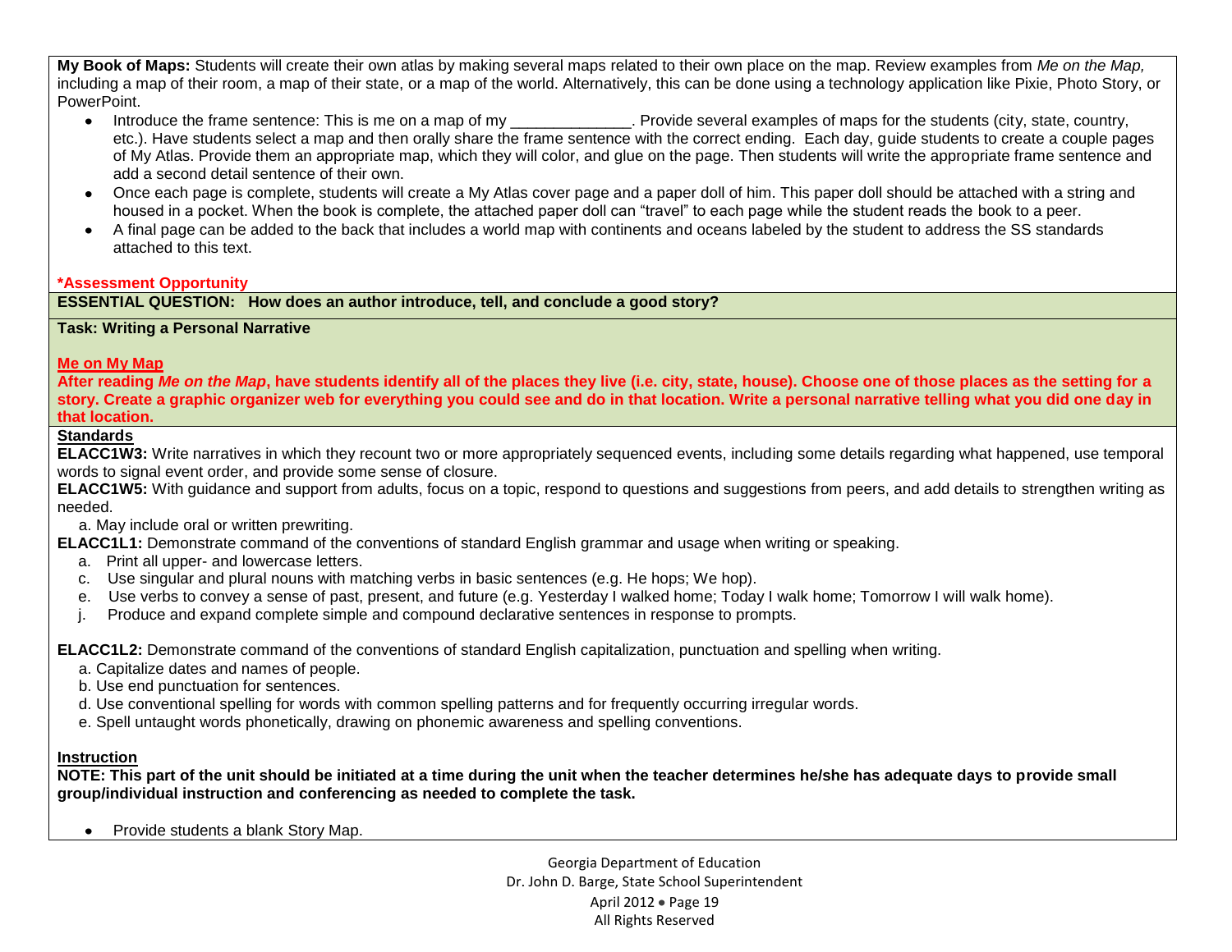**My Book of Maps:** Students will create their own atlas by making several maps related to their own place on the map. Review examples from *Me on the Map,* including a map of their room, a map of their state, or a map of the world. Alternatively, this can be done using a technology application like Pixie, Photo Story, or PowerPoint.

- Introduce the frame sentence: This is me on a map of my _____________. Provide several examples of maps for the students (city, state, country, etc.). Have students select a map and then orally share the frame sentence with the correct ending. Each day, guide students to create a couple pages of My Atlas. Provide them an appropriate map, which they will color, and glue on the page. Then students will write the appropriate frame sentence and add a second detail sentence of their own.
- Once each page is complete, students will create a My Atlas cover page and a paper doll of him. This paper doll should be attached with a string and housed in a pocket. When the book is complete, the attached paper doll can "travel" to each page while the student reads the book to a peer.
- A final page can be added to the back that includes a world map with continents and oceans labeled by the student to address the SS standards attached to this text.

**\*Assessment Opportunity**

**ESSENTIAL QUESTION: How does an author introduce, tell, and conclude a good story?**

**Task: Writing a Personal Narrative**

**Me on My Map**

**After reading *Me on the Map*, have students identify all of the places they live (i.e. city, state, house). Choose one of those places as the setting for a story. Create a graphic organizer web for everything you could see and do in that location. Write a personal narrative telling what you did one day in that location.**

**Standards**

**ELACC1W3:** Write narratives in which they recount two or more appropriately sequenced events, including some details regarding what happened, use temporal words to signal event order, and provide some sense of closure.

**ELACC1W5:** With guidance and support from adults, focus on a topic, respond to questions and suggestions from peers, and add details to strengthen writing as needed.

a. May include oral or written prewriting.

**ELACC1L1:** Demonstrate command of the conventions of standard English grammar and usage when writing or speaking.

a. Print all upper- and lowercase letters.
c. Use singular and plural nouns with matching verbs in basic sentences (e.g. He hops; We hop).
e. Use verbs to convey a sense of past, present, and future (e.g. Yesterday I walked home; Today I walk home; Tomorrow I will walk home).
j. Produce and expand complete simple and compound declarative sentences in response to prompts.

**ELACC1L2:** Demonstrate command of the conventions of standard English capitalization, punctuation and spelling when writing.

a. Capitalize dates and names of people.
b. Use end punctuation for sentences.
d. Use conventional spelling for words with common spelling patterns and for frequently occurring irregular words.
e. Spell untaught words phonetically, drawing on phonemic awareness and spelling conventions.

**Instruction**

**NOTE: This part of the unit should be initiated at a time during the unit when the teacher determines he/she has adequate days to provide small group/individual instruction and conferencing as needed to complete the task.**

- Provide students a blank Story Map.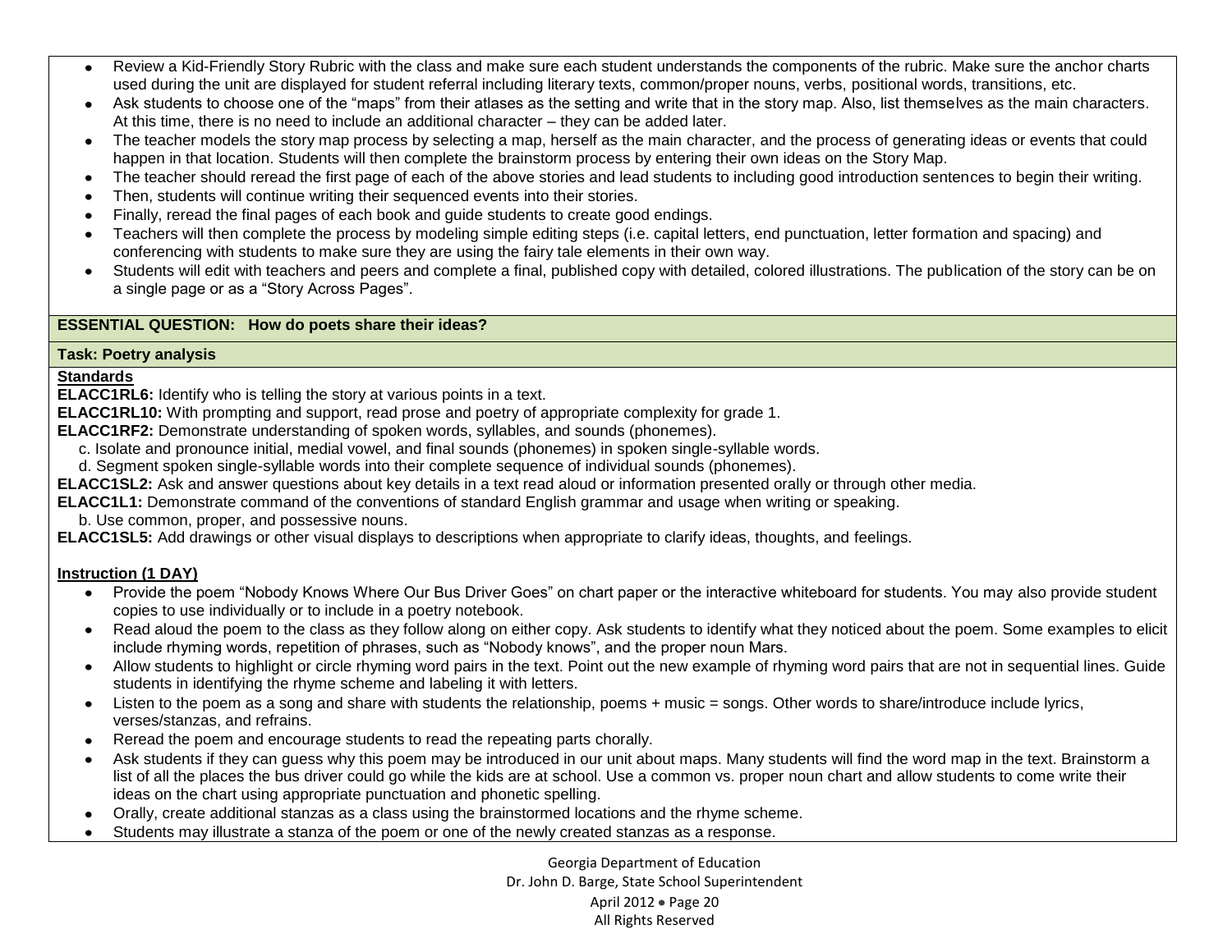- Review a Kid-Friendly Story Rubric with the class and make sure each student understands the components of the rubric. Make sure the anchor charts used during the unit are displayed for student referral including literary texts, common/proper nouns, verbs, positional words, transitions, etc.
- Ask students to choose one of the "maps" from their atlases as the setting and write that in the story map. Also, list themselves as the main characters. At this time, there is no need to include an additional character – they can be added later.
- The teacher models the story map process by selecting a map, herself as the main character, and the process of generating ideas or events that could happen in that location. Students will then complete the brainstorm process by entering their own ideas on the Story Map.
- The teacher should reread the first page of each of the above stories and lead students to including good introduction sentences to begin their writing.
- Then, students will continue writing their sequenced events into their stories.
- Finally, reread the final pages of each book and guide students to create good endings.
- Teachers will then complete the process by modeling simple editing steps (i.e. capital letters, end punctuation, letter formation and spacing) and conferencing with students to make sure they are using the fairy tale elements in their own way.
- Students will edit with teachers and peers and complete a final, published copy with detailed, colored illustrations. The publication of the story can be on a single page or as a "Story Across Pages".

**ESSENTIAL QUESTION: How do poets share their ideas?**

**Task: Poetry analysis**

**Standards**

**ELACC1RL6:** Identify who is telling the story at various points in a text.
**ELACC1RL10:** With prompting and support, read prose and poetry of appropriate complexity for grade 1.
**ELACC1RF2:** Demonstrate understanding of spoken words, syllables, and sounds (phonemes).
  c. Isolate and pronounce initial, medial vowel, and final sounds (phonemes) in spoken single-syllable words.
  d. Segment spoken single-syllable words into their complete sequence of individual sounds (phonemes).
**ELACC1SL2:** Ask and answer questions about key details in a text read aloud or information presented orally or through other media.
**ELACC1L1:** Demonstrate command of the conventions of standard English grammar and usage when writing or speaking.
  b. Use common, proper, and possessive nouns.
**ELACC1SL5:** Add drawings or other visual displays to descriptions when appropriate to clarify ideas, thoughts, and feelings.

**Instruction (1 DAY)**

- Provide the poem "Nobody Knows Where Our Bus Driver Goes" on chart paper or the interactive whiteboard for students. You may also provide student copies to use individually or to include in a poetry notebook.
- Read aloud the poem to the class as they follow along on either copy. Ask students to identify what they noticed about the poem. Some examples to elicit include rhyming words, repetition of phrases, such as "Nobody knows", and the proper noun Mars.
- Allow students to highlight or circle rhyming word pairs in the text. Point out the new example of rhyming word pairs that are not in sequential lines. Guide students in identifying the rhyme scheme and labeling it with letters.
- Listen to the poem as a song and share with students the relationship, poems + music = songs. Other words to share/introduce include lyrics, verses/stanzas, and refrains.
- Reread the poem and encourage students to read the repeating parts chorally.
- Ask students if they can guess why this poem may be introduced in our unit about maps. Many students will find the word map in the text. Brainstorm a list of all the places the bus driver could go while the kids are at school. Use a common vs. proper noun chart and allow students to come write their ideas on the chart using appropriate punctuation and phonetic spelling.
- Orally, create additional stanzas as a class using the brainstormed locations and the rhyme scheme.
- Students may illustrate a stanza of the poem or one of the newly created stanzas as a response.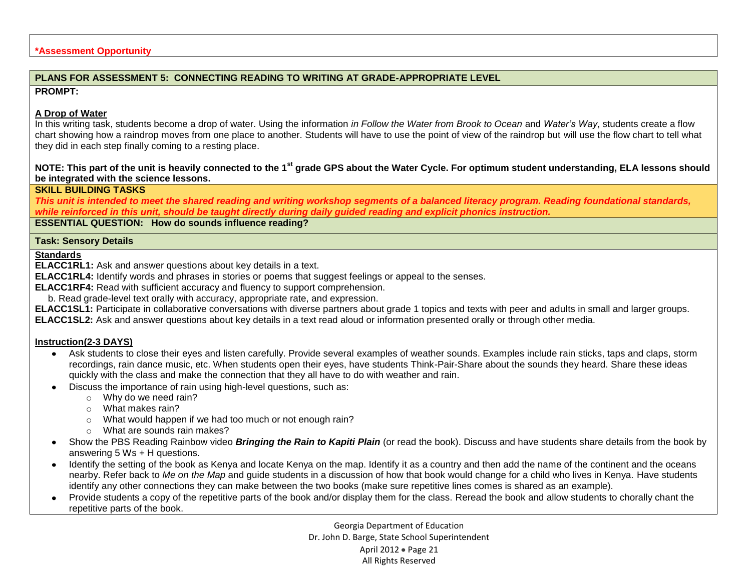***Assessment Opportunity**

**PLANS FOR ASSESSMENT 5: CONNECTING READING TO WRITING AT GRADE-APPROPRIATE LEVEL**

**PROMPT:**

**A Drop of Water**

In this writing task, students become a drop of water. Using the information *in Follow the Water from Brook to Ocean* and *Water's Way*, students create a flow chart showing how a raindrop moves from one place to another. Students will have to use the point of view of the raindrop but will use the flow chart to tell what they did in each step finally coming to a resting place.

**NOTE: This part of the unit is heavily connected to the 1st grade GPS about the Water Cycle. For optimum student understanding, ELA lessons should be integrated with the science lessons.**

**SKILL BUILDING TASKS**

***This unit is intended to meet the shared reading and writing workshop segments of a balanced literacy program. Reading foundational standards, while reinforced in this unit, should be taught directly during daily guided reading and explicit phonics instruction.***

**ESSENTIAL QUESTION: How do sounds influence reading?**

**Task: Sensory Details**

**Standards**

**ELACC1RL1:** Ask and answer questions about key details in a text.

**ELACC1RL4:** Identify words and phrases in stories or poems that suggest feelings or appeal to the senses.

**ELACC1RF4:** Read with sufficient accuracy and fluency to support comprehension.

b. Read grade-level text orally with accuracy, appropriate rate, and expression.

**ELACC1SL1:** Participate in collaborative conversations with diverse partners about grade 1 topics and texts with peer and adults in small and larger groups.

**ELACC1SL2:** Ask and answer questions about key details in a text read aloud or information presented orally or through other media.

**Instruction(2-3 DAYS)**

- Ask students to close their eyes and listen carefully. Provide several examples of weather sounds. Examples include rain sticks, taps and claps, storm recordings, rain dance music, etc. When students open their eyes, have students Think-Pair-Share about the sounds they heard. Share these ideas quickly with the class and make the connection that they all have to do with weather and rain.
- Discuss the importance of rain using high-level questions, such as:
  - Why do we need rain?
  - What makes rain?
  - What would happen if we had too much or not enough rain?
  - What are sounds rain makes?
- Show the PBS Reading Rainbow video ***Bringing the Rain to Kapiti Plain*** (or read the book). Discuss and have students share details from the book by answering 5 Ws + H questions.
- Identify the setting of the book as Kenya and locate Kenya on the map. Identify it as a country and then add the name of the continent and the oceans nearby. Refer back to *Me on the Map* and guide students in a discussion of how that book would change for a child who lives in Kenya. Have students identify any other connections they can make between the two books (make sure repetitive lines comes is shared as an example).
- Provide students a copy of the repetitive parts of the book and/or display them for the class. Reread the book and allow students to chorally chant the repetitive parts of the book.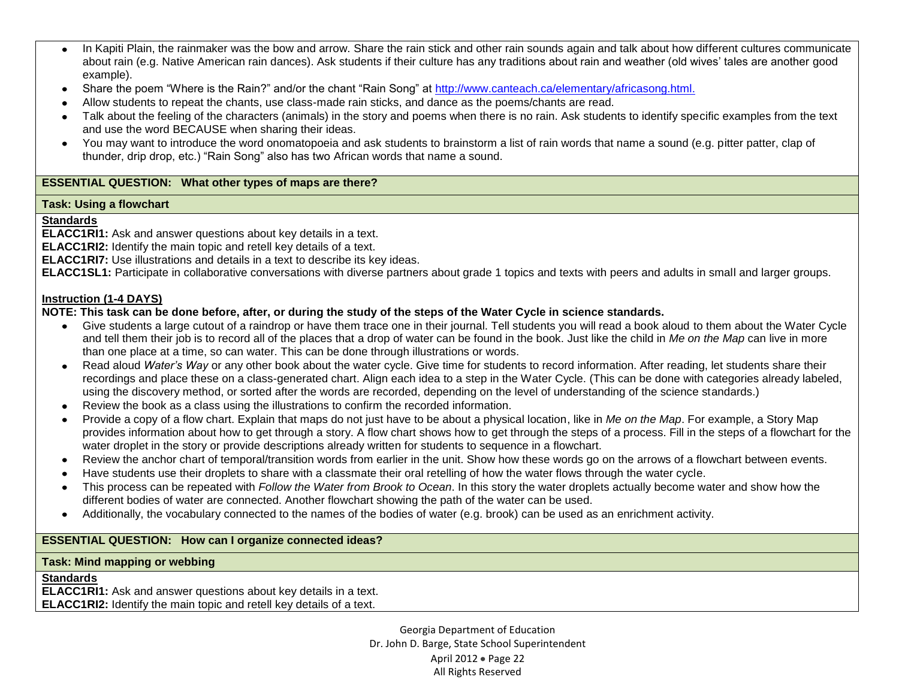- In Kapiti Plain, the rainmaker was the bow and arrow. Share the rain stick and other rain sounds again and talk about how different cultures communicate about rain (e.g. Native American rain dances). Ask students if their culture has any traditions about rain and weather (old wives' tales are another good example).
- Share the poem "Where is the Rain?" and/or the chant "Rain Song" at http://www.canteach.ca/elementary/africasong.html.
- Allow students to repeat the chants, use class-made rain sticks, and dance as the poems/chants are read.
- Talk about the feeling of the characters (animals) in the story and poems when there is no rain. Ask students to identify specific examples from the text and use the word BECAUSE when sharing their ideas.
- You may want to introduce the word onomatopoeia and ask students to brainstorm a list of rain words that name a sound (e.g. pitter patter, clap of thunder, drip drop, etc.) "Rain Song" also has two African words that name a sound.

**ESSENTIAL QUESTION: What other types of maps are there?**

**Task: Using a flowchart**

**Standards**

**ELACC1RI1:** Ask and answer questions about key details in a text.
**ELACC1RI2:** Identify the main topic and retell key details of a text.
**ELACC1RI7:** Use illustrations and details in a text to describe its key ideas.
**ELACC1SL1:** Participate in collaborative conversations with diverse partners about grade 1 topics and texts with peers and adults in small and larger groups.

**Instruction (1-4 DAYS)**

**NOTE: This task can be done before, after, or during the study of the steps of the Water Cycle in science standards.**

- Give students a large cutout of a raindrop or have them trace one in their journal. Tell students you will read a book aloud to them about the Water Cycle and tell them their job is to record all of the places that a drop of water can be found in the book. Just like the child in *Me on the Map* can live in more than one place at a time, so can water. This can be done through illustrations or words.
- Read aloud *Water's Way* or any other book about the water cycle. Give time for students to record information. After reading, let students share their recordings and place these on a class-generated chart. Align each idea to a step in the Water Cycle. (This can be done with categories already labeled, using the discovery method, or sorted after the words are recorded, depending on the level of understanding of the science standards.)
- Review the book as a class using the illustrations to confirm the recorded information.
- Provide a copy of a flow chart. Explain that maps do not just have to be about a physical location, like in *Me on the Map*. For example, a Story Map provides information about how to get through a story. A flow chart shows how to get through the steps of a process. Fill in the steps of a flowchart for the water droplet in the story or provide descriptions already written for students to sequence in a flowchart.
- Review the anchor chart of temporal/transition words from earlier in the unit. Show how these words go on the arrows of a flowchart between events.
- Have students use their droplets to share with a classmate their oral retelling of how the water flows through the water cycle.
- This process can be repeated with *Follow the Water from Brook to Ocean*. In this story the water droplets actually become water and show how the different bodies of water are connected. Another flowchart showing the path of the water can be used.
- Additionally, the vocabulary connected to the names of the bodies of water (e.g. brook) can be used as an enrichment activity.

**ESSENTIAL QUESTION: How can I organize connected ideas?**

**Task: Mind mapping or webbing**

**Standards**

**ELACC1RI1:** Ask and answer questions about key details in a text.
**ELACC1RI2:** Identify the main topic and retell key details of a text.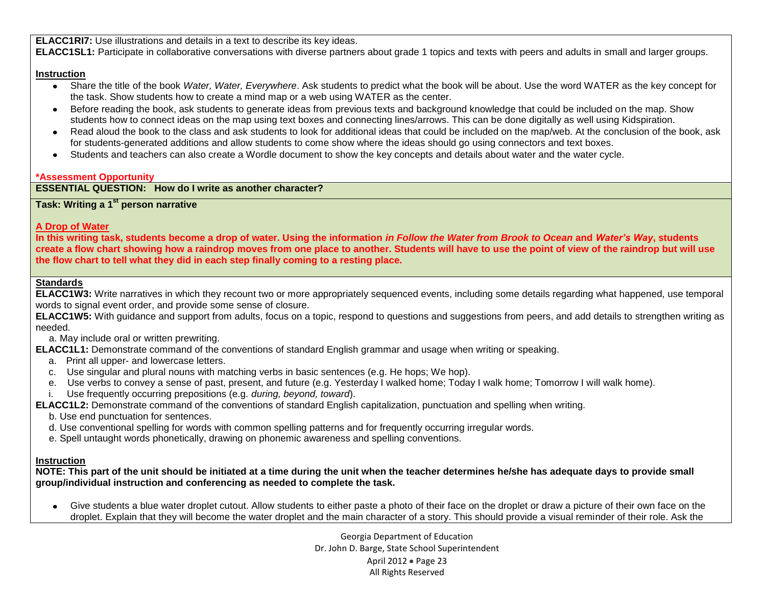**ELACC1RI7:** Use illustrations and details in a text to describe its key ideas.
**ELACC1SL1:** Participate in collaborative conversations with diverse partners about grade 1 topics and texts with peers and adults in small and larger groups.

**Instruction**

- Share the title of the book *Water, Water, Everywhere*. Ask students to predict what the book will be about. Use the word WATER as the key concept for the task. Show students how to create a mind map or a web using WATER as the center.
- Before reading the book, ask students to generate ideas from previous texts and background knowledge that could be included on the map. Show students how to connect ideas on the map using text boxes and connecting lines/arrows. This can be done digitally as well using Kidspiration.
- Read aloud the book to the class and ask students to look for additional ideas that could be included on the map/web. At the conclusion of the book, ask for students-generated additions and allow students to come show where the ideas should go using connectors and text boxes.
- Students and teachers can also create a Wordle document to show the key concepts and details about water and the water cycle.

**\*Assessment Opportunity**

**ESSENTIAL QUESTION: How do I write as another character?**

**Task: Writing a 1st person narrative**

**A Drop of Water**

**In this writing task, students become a drop of water. Using the information *in Follow the Water from Brook to Ocean* and *Water's Way*, students create a flow chart showing how a raindrop moves from one place to another. Students will have to use the point of view of the raindrop but will use the flow chart to tell what they did in each step finally coming to a resting place.**

**Standards**

**ELACC1W3:** Write narratives in which they recount two or more appropriately sequenced events, including some details regarding what happened, use temporal words to signal event order, and provide some sense of closure.
**ELACC1W5:** With guidance and support from adults, focus on a topic, respond to questions and suggestions from peers, and add details to strengthen writing as needed.
   a. May include oral or written prewriting.
**ELACC1L1:** Demonstrate command of the conventions of standard English grammar and usage when writing or speaking.
   a. Print all upper- and lowercase letters.
   c. Use singular and plural nouns with matching verbs in basic sentences (e.g. He hops; We hop).
   e. Use verbs to convey a sense of past, present, and future (e.g. Yesterday I walked home; Today I walk home; Tomorrow I will walk home).
   i. Use frequently occurring prepositions (e.g. *during, beyond, toward*).
**ELACC1L2:** Demonstrate command of the conventions of standard English capitalization, punctuation and spelling when writing.
   b. Use end punctuation for sentences.
   d. Use conventional spelling for words with common spelling patterns and for frequently occurring irregular words.
   e. Spell untaught words phonetically, drawing on phonemic awareness and spelling conventions.

**Instruction**

**NOTE: This part of the unit should be initiated at a time during the unit when the teacher determines he/she has adequate days to provide small group/individual instruction and conferencing as needed to complete the task.**

- Give students a blue water droplet cutout. Allow students to either paste a photo of their face on the droplet or draw a picture of their own face on the droplet. Explain that they will become the water droplet and the main character of a story. This should provide a visual reminder of their role. Ask the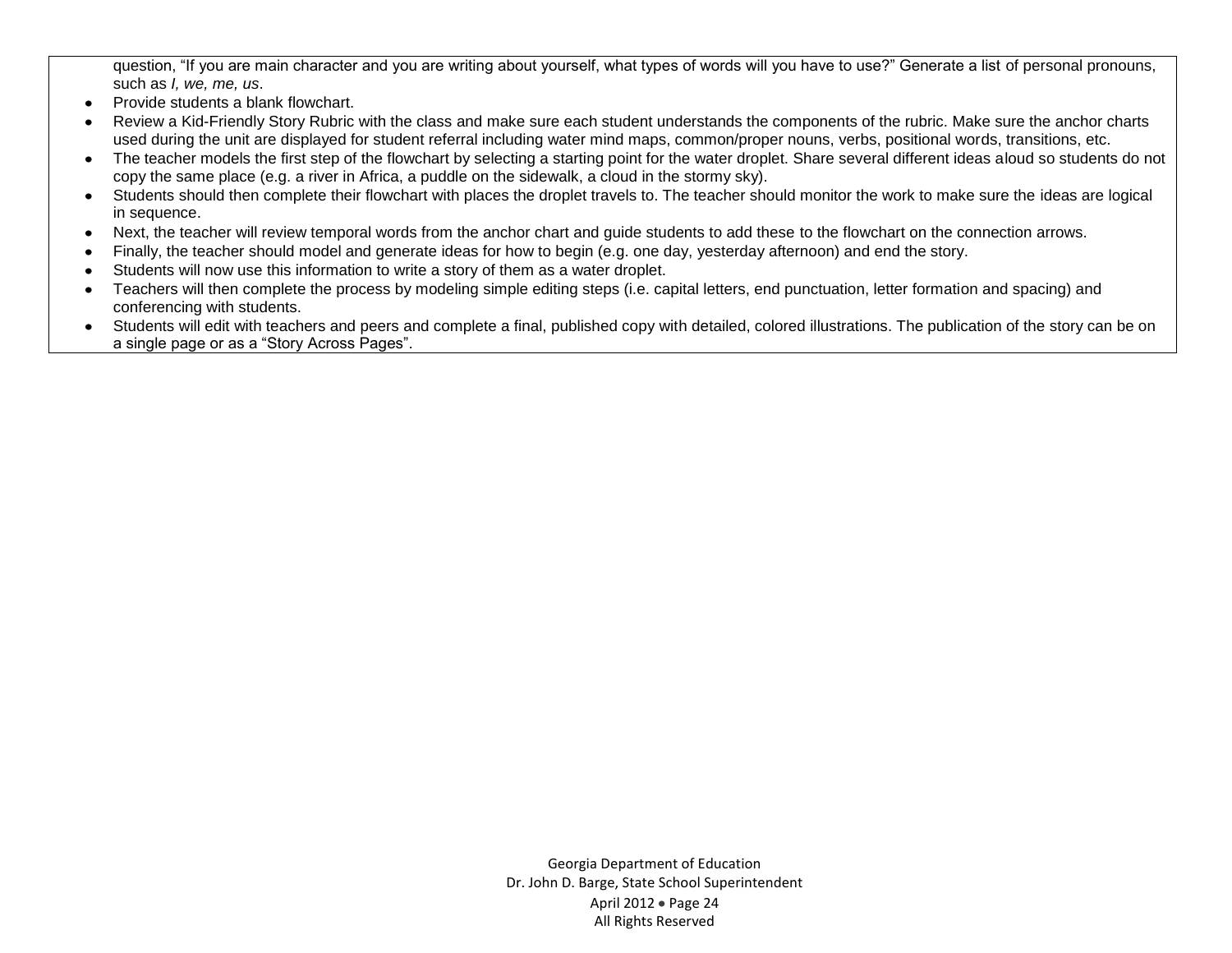question, "If you are main character and you are writing about yourself, what types of words will you have to use?" Generate a list of personal pronouns, such as *I, we, me, us*.

- Provide students a blank flowchart.
- Review a Kid-Friendly Story Rubric with the class and make sure each student understands the components of the rubric. Make sure the anchor charts used during the unit are displayed for student referral including water mind maps, common/proper nouns, verbs, positional words, transitions, etc.
- The teacher models the first step of the flowchart by selecting a starting point for the water droplet. Share several different ideas aloud so students do not copy the same place (e.g. a river in Africa, a puddle on the sidewalk, a cloud in the stormy sky).
- Students should then complete their flowchart with places the droplet travels to. The teacher should monitor the work to make sure the ideas are logical in sequence.
- Next, the teacher will review temporal words from the anchor chart and guide students to add these to the flowchart on the connection arrows.
- Finally, the teacher should model and generate ideas for how to begin (e.g. one day, yesterday afternoon) and end the story.
- Students will now use this information to write a story of them as a water droplet.
- Teachers will then complete the process by modeling simple editing steps (i.e. capital letters, end punctuation, letter formation and spacing) and conferencing with students.
- Students will edit with teachers and peers and complete a final, published copy with detailed, colored illustrations. The publication of the story can be on a single page or as a "Story Across Pages".